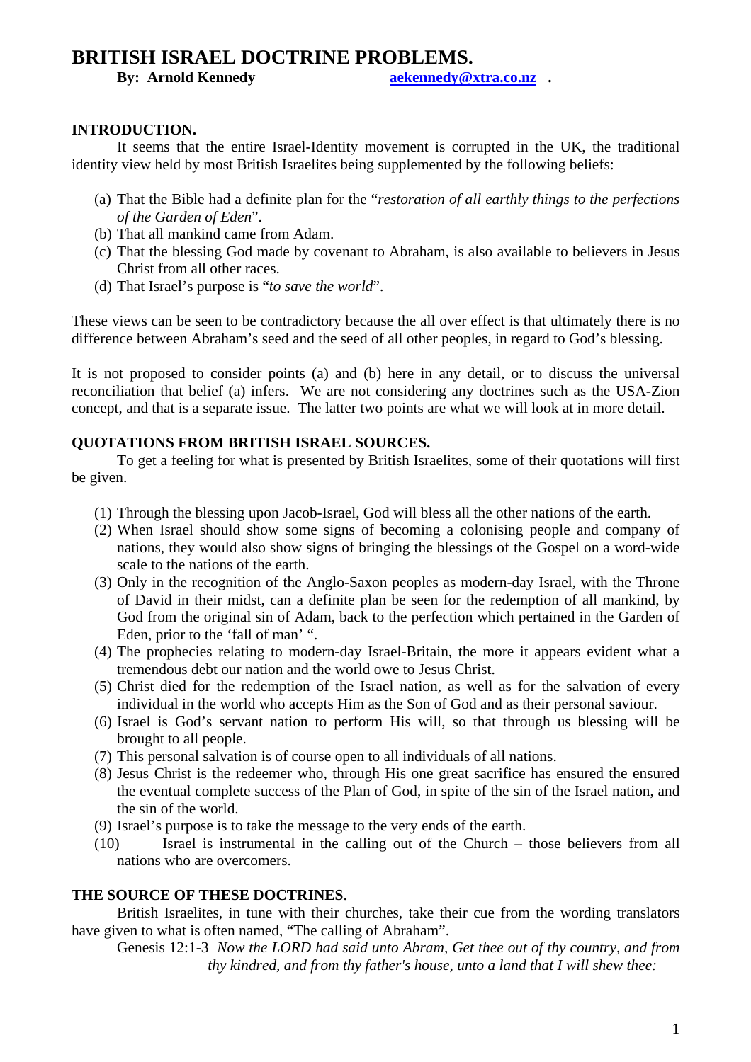# BRITISH ISRAEL DOCTRINE PROBLEMS.

**By: Arnold Kennedy** aekennedy@xtra.co.nz .

## INTRODUCTION.

It seems that the entire Israel-Identity movement is corrupted in the UK, the traditional identity view held by most British Israelites being supplemented by the following beliefs:

(a) That the Bible had a definite plan for the "*restoration of all earthly things to the perfections of the Garden of Eden*".
(b) That all mankind came from Adam.
(c) That the blessing God made by covenant to Abraham, is also available to believers in Jesus Christ from all other races.
(d) That Israel's purpose is "*to save the world*".

These views can be seen to be contradictory because the all over effect is that ultimately there is no difference between Abraham's seed and the seed of all other peoples, in regard to God's blessing.

It is not proposed to consider points (a) and (b) here in any detail, or to discuss the universal reconciliation that belief (a) infers. We are not considering any doctrines such as the USA-Zion concept, and that is a separate issue. The latter two points are what we will look at in more detail.

## QUOTATIONS FROM BRITISH ISRAEL SOURCES.

To get a feeling for what is presented by British Israelites, some of their quotations will first be given.

1. Through the blessing upon Jacob-Israel, God will bless all the other nations of the earth.
2. When Israel should show some signs of becoming a colonising people and company of nations, they would also show signs of bringing the blessings of the Gospel on a word-wide scale to the nations of the earth.
3. Only in the recognition of the Anglo-Saxon peoples as modern-day Israel, with the Throne of David in their midst, can a definite plan be seen for the redemption of all mankind, by God from the original sin of Adam, back to the perfection which pertained in the Garden of Eden, prior to the 'fall of man' ".
4. The prophecies relating to modern-day Israel-Britain, the more it appears evident what a tremendous debt our nation and the world owe to Jesus Christ.
5. Christ died for the redemption of the Israel nation, as well as for the salvation of every individual in the world who accepts Him as the Son of God and as their personal saviour.
6. Israel is God's servant nation to perform His will, so that through us blessing will be brought to all people.
7. This personal salvation is of course open to all individuals of all nations.
8. Jesus Christ is the redeemer who, through His one great sacrifice has ensured the ensured the eventual complete success of the Plan of God, in spite of the sin of the Israel nation, and the sin of the world.
9. Israel's purpose is to take the message to the very ends of the earth.
10. Israel is instrumental in the calling out of the Church – those believers from all nations who are overcomers.

## THE SOURCE OF THESE DOCTRINES.

British Israelites, in tune with their churches, take their cue from the wording translators have given to what is often named, "The calling of Abraham".

Genesis 12:1-3 *Now the LORD had said unto Abram, Get thee out of thy country, and from thy kindred, and from thy father's house, unto a land that I will shew thee:*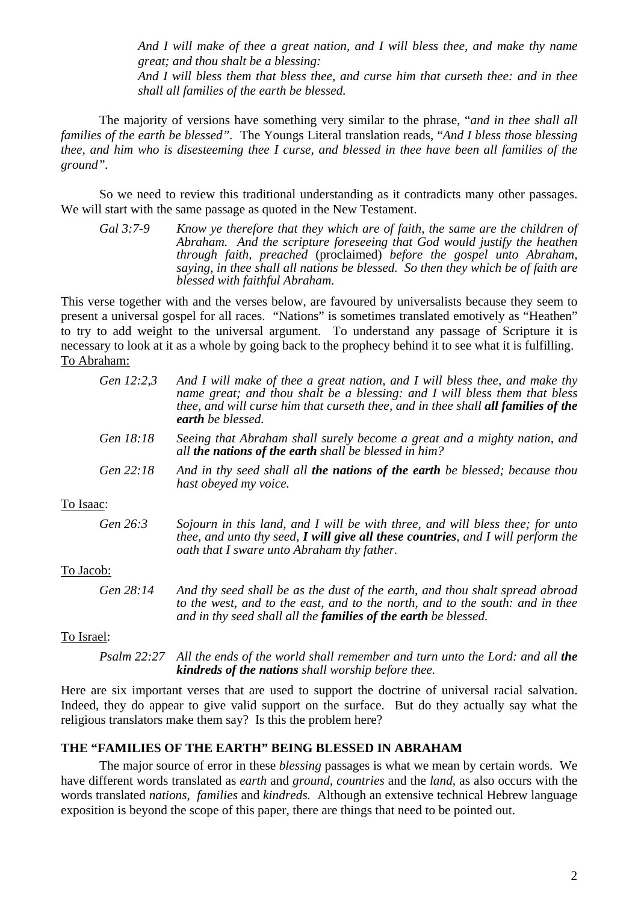> *And I will make of thee a great nation, and I will bless thee, and make thy name great; and thou shalt be a blessing:*
> *And I will bless them that bless thee, and curse him that curseth thee: and in thee shall all families of the earth be blessed.*

The majority of versions have something very similar to the phrase, "*and in thee shall all families of the earth be blessed*". The Youngs Literal translation reads, "*And I bless those blessing thee, and him who is disesteeming thee I curse, and blessed in thee have been all families of the ground*".

So we need to review this traditional understanding as it contradicts many other passages. We will start with the same passage as quoted in the New Testament.

> *Gal 3:7-9* *Know ye therefore that they which are of faith, the same are the children of Abraham. And the scripture foreseeing that God would justify the heathen through faith, preached* (proclaimed) *before the gospel unto Abraham, saying, in thee shall all nations be blessed. So then they which be of faith are blessed with faithful Abraham.*

This verse together with and the verses below, are favoured by universalists because they seem to present a universal gospel for all races. "Nations" is sometimes translated emotively as "Heathen" to try to add weight to the universal argument. To understand any passage of Scripture it is necessary to look at it as a whole by going back to the prophecy behind it to see what it is fulfilling.

To Abraham:

> *Gen 12:2,3* *And I will make of thee a great nation, and I will bless thee, and make thy name great; and thou shalt be a blessing: and I will bless them that bless thee, and will curse him that curseth thee, and in thee shall* ***all families of the earth*** *be blessed.*

> *Gen 18:18* *Seeing that Abraham shall surely become a great and a mighty nation, and all* ***the nations of the earth*** *shall be blessed in him?*

> *Gen 22:18* *And in thy seed shall all* ***the nations of the earth*** *be blessed; because thou hast obeyed my voice.*

To Isaac:

> *Gen 26:3* *Sojourn in this land, and I will be with three, and will bless thee; for unto thee, and unto thy seed,* ***I will give all these countries****, and I will perform the oath that I sware unto Abraham thy father.*

To Jacob:

> *Gen 28:14* *And thy seed shall be as the dust of the earth, and thou shalt spread abroad to the west, and to the east, and to the north, and to the south: and in thee and in thy seed shall all the* ***families of the earth*** *be blessed.*

To Israel:

> *Psalm 22:27* *All the ends of the world shall remember and turn unto the Lord: and all* ***the kindreds of the nations*** *shall worship before thee.*

Here are six important verses that are used to support the doctrine of universal racial salvation. Indeed, they do appear to give valid support on the surface. But do they actually say what the religious translators make them say? Is this the problem here?

## THE "FAMILIES OF THE EARTH" BEING BLESSED IN ABRAHAM

The major source of error in these *blessing* passages is what we mean by certain words. We have different words translated as *earth* and *ground*, *countries* and the *land*, as also occurs with the words translated *nations*, *families* and *kindreds.* Although an extensive technical Hebrew language exposition is beyond the scope of this paper, there are things that need to be pointed out.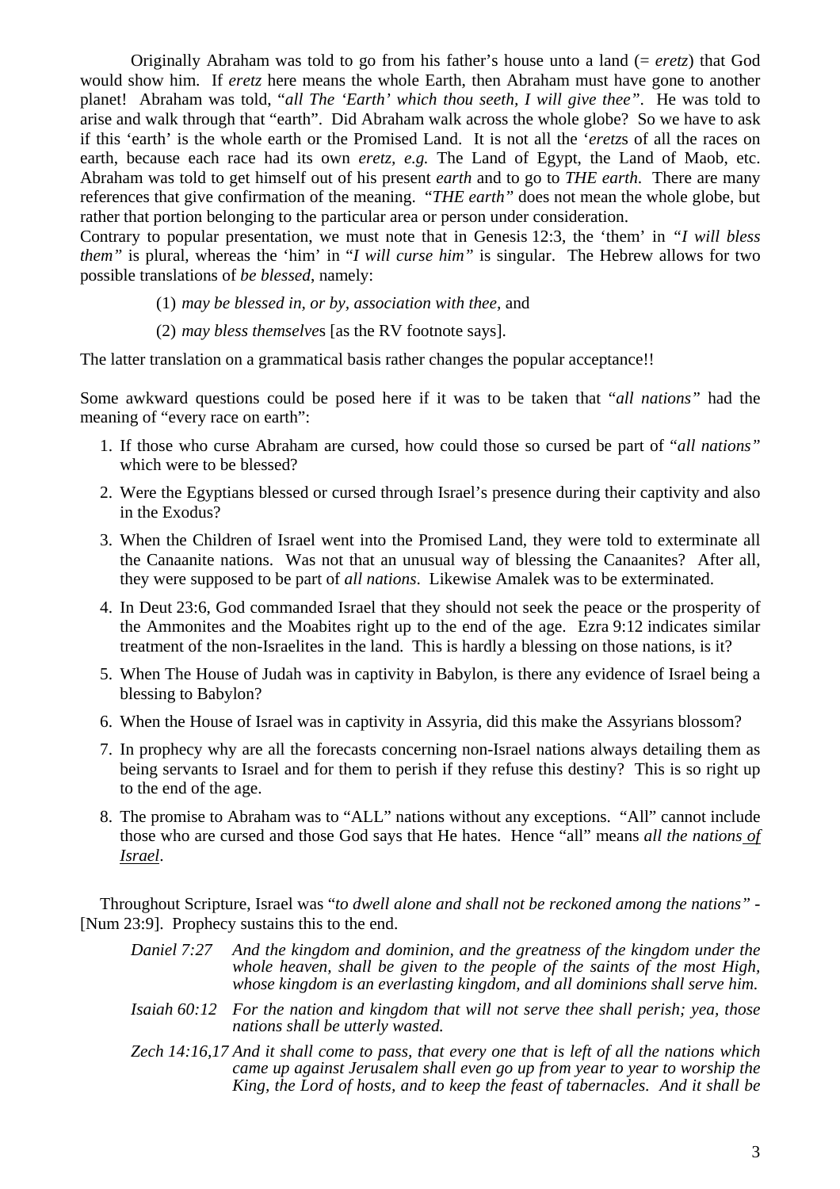Originally Abraham was told to go from his father's house unto a land (= *eretz*) that God would show him. If *eretz* here means the whole Earth, then Abraham must have gone to another planet! Abraham was told, "*all The 'Earth' which thou seeth, I will give thee"*. He was told to arise and walk through that "earth". Did Abraham walk across the whole globe? So we have to ask if this 'earth' is the whole earth or the Promised Land. It is not all the '*eretz*s of all the races on earth, because each race had its own *eretz, e.g.* The Land of Egypt, the Land of Maob, etc. Abraham was told to get himself out of his present *earth* and to go to *THE earth*. There are many references that give confirmation of the meaning. "*THE earth"* does not mean the whole globe, but rather that portion belonging to the particular area or person under consideration.

Contrary to popular presentation, we must note that in Genesis 12:3, the 'them' in *"I will bless them"* is plural, whereas the 'him' in "*I will curse him"* is singular. The Hebrew allows for two possible translations of *be blessed*, namely:

(1) *may be blessed in, or by, association with thee,* and

(2) *may bless themselves* [as the RV footnote says].

The latter translation on a grammatical basis rather changes the popular acceptance!!

Some awkward questions could be posed here if it was to be taken that "*all nations"* had the meaning of "every race on earth":

1. If those who curse Abraham are cursed, how could those so cursed be part of "*all nations"* which were to be blessed?
2. Were the Egyptians blessed or cursed through Israel's presence during their captivity and also in the Exodus?
3. When the Children of Israel went into the Promised Land, they were told to exterminate all the Canaanite nations. Was not that an unusual way of blessing the Canaanites? After all, they were supposed to be part of *all nations*. Likewise Amalek was to be exterminated.
4. In Deut 23:6, God commanded Israel that they should not seek the peace or the prosperity of the Ammonites and the Moabites right up to the end of the age. Ezra 9:12 indicates similar treatment of the non-Israelites in the land. This is hardly a blessing on those nations, is it?
5. When The House of Judah was in captivity in Babylon, is there any evidence of Israel being a blessing to Babylon?
6. When the House of Israel was in captivity in Assyria, did this make the Assyrians blossom?
7. In prophecy why are all the forecasts concerning non-Israel nations always detailing them as being servants to Israel and for them to perish if they refuse this destiny? This is so right up to the end of the age.
8. The promise to Abraham was to "ALL" nations without any exceptions. "All" cannot include those who are cursed and those God says that He hates. Hence "all" means *all the nations <u>of Israel</u>*.

Throughout Scripture, Israel was "*to dwell alone and shall not be reckoned among the nations"* - [Num 23:9]. Prophecy sustains this to the end.

*Daniel 7:27* *And the kingdom and dominion, and the greatness of the kingdom under the whole heaven, shall be given to the people of the saints of the most High, whose kingdom is an everlasting kingdom, and all dominions shall serve him.*

*Isaiah 60:12* *For the nation and kingdom that will not serve thee shall perish; yea, those nations shall be utterly wasted.*

*Zech 14:16,17* *And it shall come to pass, that every one that is left of all the nations which came up against Jerusalem shall even go up from year to year to worship the King, the Lord of hosts, and to keep the feast of tabernacles. And it shall be*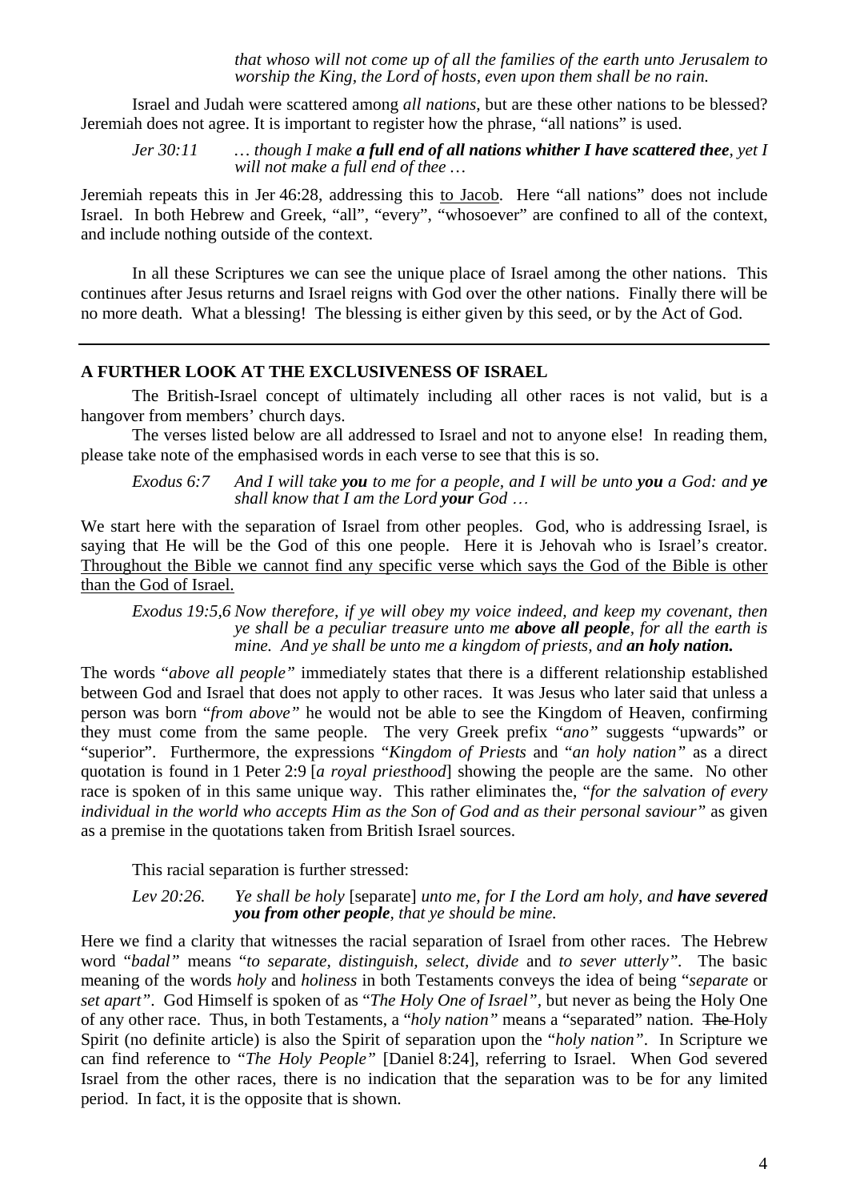*that whoso will not come up of all the families of the earth unto Jerusalem to worship the King, the Lord of hosts, even upon them shall be no rain.*

Israel and Judah were scattered among *all nations*, but are these other nations to be blessed? Jeremiah does not agree. It is important to register how the phrase, "all nations" is used.

> *Jer 30:11 … though I make* ***a full end of all nations whither I have scattered thee****, yet I will not make a full end of thee …*

Jeremiah repeats this in Jer 46:28, addressing this <u>to Jacob</u>. Here "all nations" does not include Israel. In both Hebrew and Greek, "all", "every", "whosoever" are confined to all of the context, and include nothing outside of the context.

In all these Scriptures we can see the unique place of Israel among the other nations. This continues after Jesus returns and Israel reigns with God over the other nations. Finally there will be no more death. What a blessing! The blessing is either given by this seed, or by the Act of God.

---

**A FURTHER LOOK AT THE EXCLUSIVENESS OF ISRAEL**

The British-Israel concept of ultimately including all other races is not valid, but is a hangover from members' church days.

The verses listed below are all addressed to Israel and not to anyone else! In reading them, please take note of the emphasised words in each verse to see that this is so.

> *Exodus 6:7 And I will take* ***you*** *to me for a people, and I will be unto* ***you*** *a God: and* ***ye*** *shall know that I am the Lord* ***your*** *God …*

We start here with the separation of Israel from other peoples. God, who is addressing Israel, is saying that He will be the God of this one people. Here it is Jehovah who is Israel's creator. <u>Throughout the Bible we cannot find any specific verse which says the God of the Bible is other than the God of Israel.</u>

> *Exodus 19:5,6 Now therefore, if ye will obey my voice indeed, and keep my covenant, then ye shall be a peculiar treasure unto me* ***above all people****, for all the earth is mine. And ye shall be unto me a kingdom of priests, and* ***an holy nation.***

The words "*above all people"* immediately states that there is a different relationship established between God and Israel that does not apply to other races. It was Jesus who later said that unless a person was born "*from above"* he would not be able to see the Kingdom of Heaven, confirming they must come from the same people. The very Greek prefix "*ano"* suggests "upwards" or "superior". Furthermore, the expressions "*Kingdom of Priests* and "*an holy nation"* as a direct quotation is found in 1 Peter 2:9 [*a royal priesthood*] showing the people are the same. No other race is spoken of in this same unique way. This rather eliminates the, "*for the salvation of every individual in the world who accepts Him as the Son of God and as their personal saviour"* as given as a premise in the quotations taken from British Israel sources.

This racial separation is further stressed:

> *Lev 20:26. Ye shall be holy* [separate] *unto me, for I the Lord am holy, and* ***have severed you from other people****, that ye should be mine.*

Here we find a clarity that witnesses the racial separation of Israel from other races. The Hebrew word "*badal"* means "*to separate, distinguish, select, divide* and *to sever utterly"*. The basic meaning of the words *holy* and *holiness* in both Testaments conveys the idea of being "*separate* or *set apart"*. God Himself is spoken of as "*The Holy One of Israel"*, but never as being the Holy One of any other race. Thus, in both Testaments, a "*holy nation"* means a "separated" nation. ~~The~~ Holy Spirit (no definite article) is also the Spirit of separation upon the "*holy nation"*. In Scripture we can find reference to "*The Holy People"* [Daniel 8:24], referring to Israel. When God severed Israel from the other races, there is no indication that the separation was to be for any limited period. In fact, it is the opposite that is shown.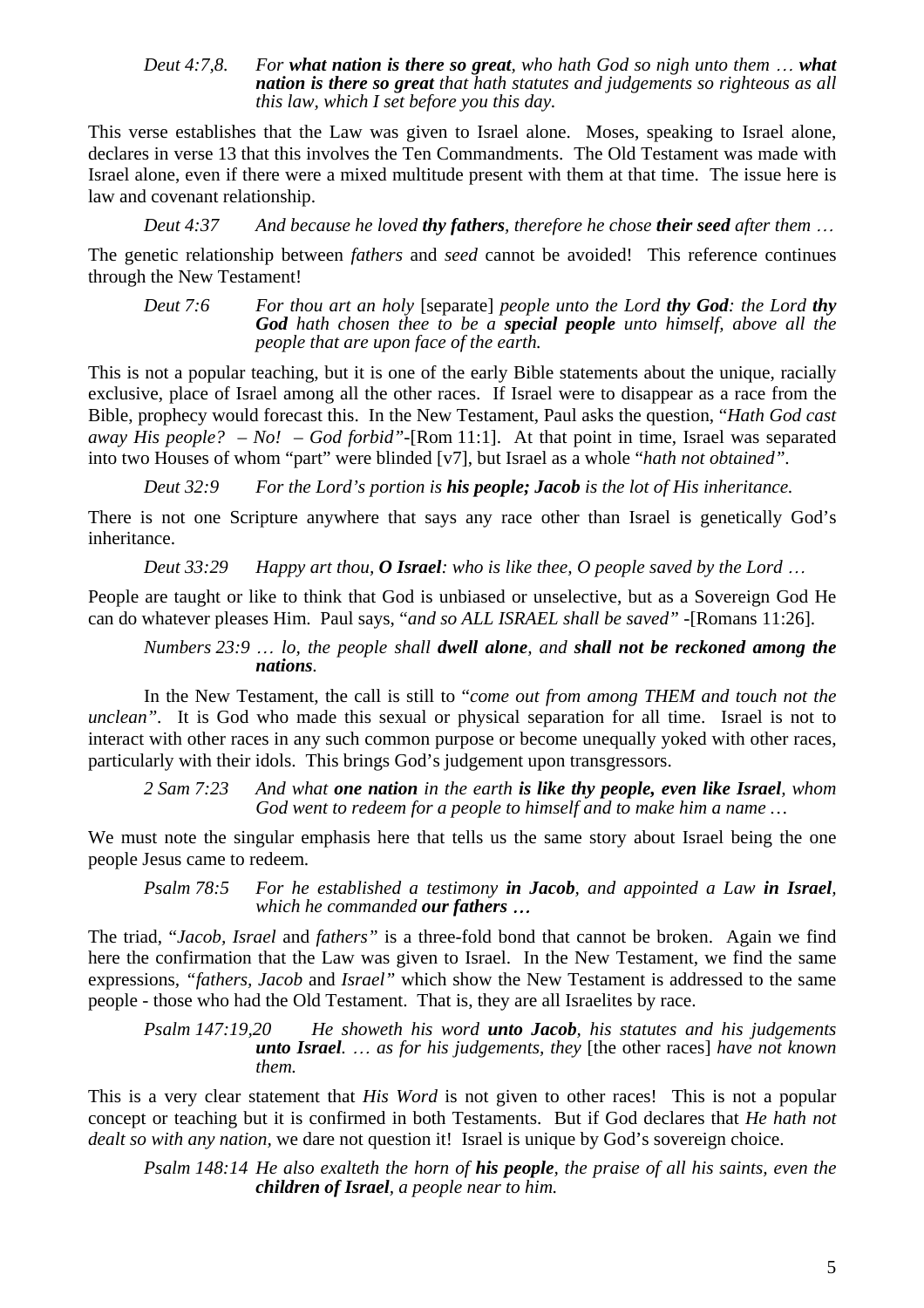*Deut 4:7,8.* *For **what nation is there so great**, who hath God so nigh unto them … **what nation is there so great** that hath statutes and judgements so righteous as all this law, which I set before you this day.*

This verse establishes that the Law was given to Israel alone. Moses, speaking to Israel alone, declares in verse 13 that this involves the Ten Commandments. The Old Testament was made with Israel alone, even if there were a mixed multitude present with them at that time. The issue here is law and covenant relationship.

*Deut 4:37* *And because he loved **thy fathers**, therefore he chose **their seed** after them …*

The genetic relationship between *fathers* and *seed* cannot be avoided! This reference continues through the New Testament!

*Deut 7:6* *For thou art an holy* [separate] *people unto the Lord **thy God**: the Lord **thy God** hath chosen thee to be a **special people** unto himself, above all the people that are upon face of the earth.*

This is not a popular teaching, but it is one of the early Bible statements about the unique, racially exclusive, place of Israel among all the other races. If Israel were to disappear as a race from the Bible, prophecy would forecast this. In the New Testament, Paul asks the question, "*Hath God cast away His people? – No! – God forbid"*-[Rom 11:1]. At that point in time, Israel was separated into two Houses of whom "part" were blinded [v7], but Israel as a whole "*hath not obtained"*.

*Deut 32:9* *For the Lord's portion is **his people; Jacob** is the lot of His inheritance.*

There is not one Scripture anywhere that says any race other than Israel is genetically God's inheritance.

*Deut 33:29* *Happy art thou, **O Israel**: who is like thee, O people saved by the Lord …*

People are taught or like to think that God is unbiased or unselective, but as a Sovereign God He can do whatever pleases Him. Paul says, "*and so ALL ISRAEL shall be saved"* -[Romans 11:26].

*Numbers 23:9 … lo, the people shall **dwell alone**, and **shall not be reckoned among the nations**.*

In the New Testament, the call is still to "*come out from among THEM and touch not the unclean"*. It is God who made this sexual or physical separation for all time. Israel is not to interact with other races in any such common purpose or become unequally yoked with other races, particularly with their idols. This brings God's judgement upon transgressors.

*2 Sam 7:23* *And what **one nation** in the earth **is like thy people, even like Israel**, whom God went to redeem for a people to himself and to make him a name …*

We must note the singular emphasis here that tells us the same story about Israel being the one people Jesus came to redeem.

*Psalm 78:5* *For he established a testimony **in Jacob**, and appointed a Law **in Israel**, which he commanded **our fathers …***

The triad, "*Jacob, Israel* and *fathers"* is a three-fold bond that cannot be broken. Again we find here the confirmation that the Law was given to Israel. In the New Testament, we find the same expressions, *"fathers, Jacob* and *Israel"* which show the New Testament is addressed to the same people - those who had the Old Testament. That is, they are all Israelites by race.

*Psalm 147:19,20* *He showeth his word **unto Jacob**, his statutes and his judgements **unto Israel**. … as for his judgements, they* [the other races] *have not known them.*

This is a very clear statement that *His Word* is not given to other races! This is not a popular concept or teaching but it is confirmed in both Testaments. But if God declares that *He hath not dealt so with any nation*, we dare not question it! Israel is unique by God's sovereign choice.

*Psalm 148:14 He also exalteth the horn of **his people**, the praise of all his saints, even the **children of Israel**, a people near to him.*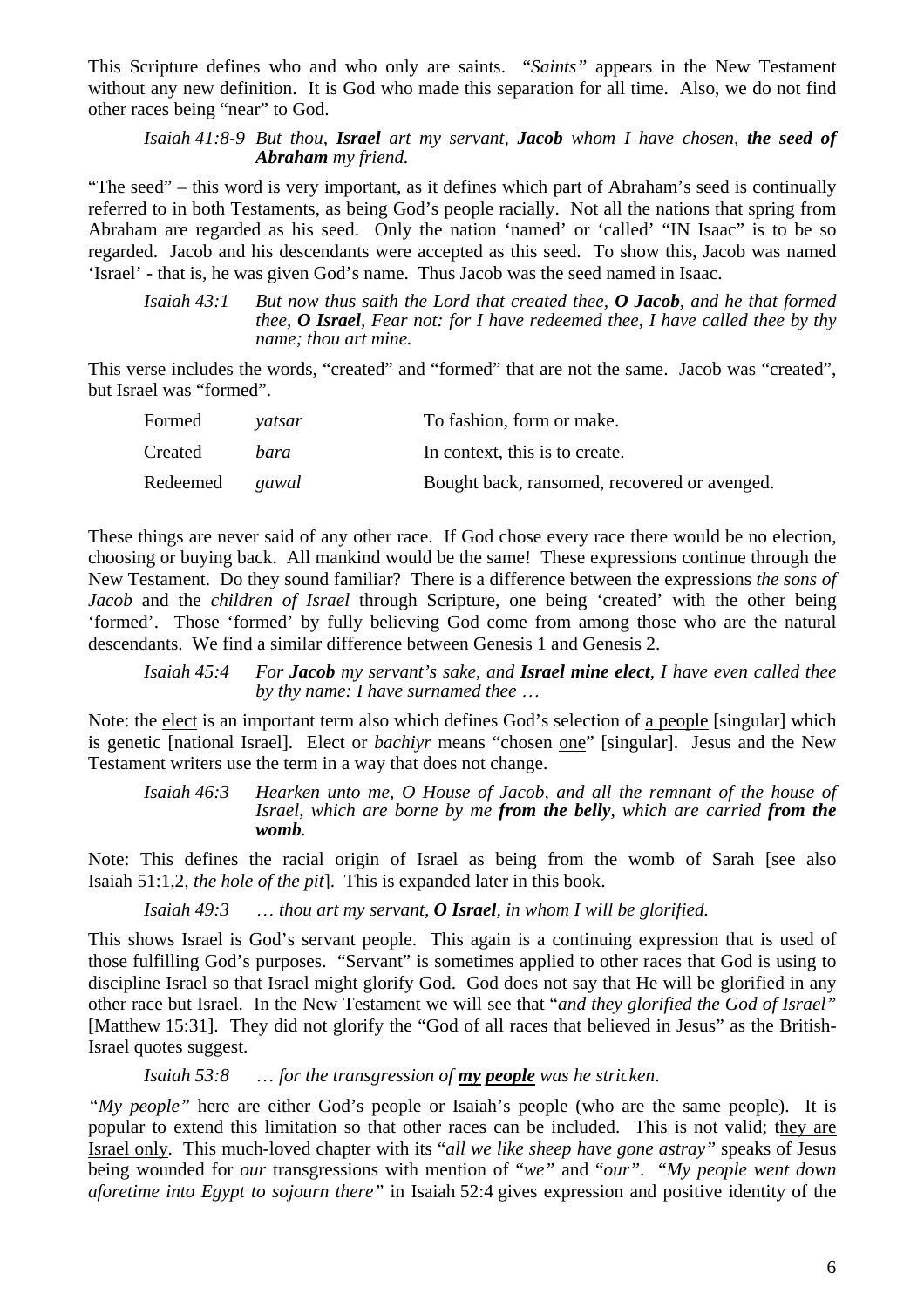This Scripture defines who and who only are saints. *"Saints"* appears in the New Testament without any new definition. It is God who made this separation for all time. Also, we do not find other races being "near" to God.

> *Isaiah 41:8-9 But thou, **Israel** art my servant, **Jacob** whom I have chosen, **the seed of Abraham** my friend.*

"The seed" – this word is very important, as it defines which part of Abraham's seed is continually referred to in both Testaments, as being God's people racially. Not all the nations that spring from Abraham are regarded as his seed. Only the nation 'named' or 'called' "IN Isaac" is to be so regarded. Jacob and his descendants were accepted as this seed. To show this, Jacob was named 'Israel' - that is, he was given God's name. Thus Jacob was the seed named in Isaac.

> *Isaiah 43:1 But now thus saith the Lord that created thee, **O Jacob**, and he that formed thee, **O Israel**, Fear not: for I have redeemed thee, I have called thee by thy name; thou art mine.*

This verse includes the words, "created" and "formed" that are not the same. Jacob was "created", but Israel was "formed".

| | | |
|---|---|---|
| Formed | *yatsar* | To fashion, form or make. |
| Created | *bara* | In context, this is to create. |
| Redeemed | *gawal* | Bought back, ransomed, recovered or avenged. |

These things are never said of any other race. If God chose every race there would be no election, choosing or buying back. All mankind would be the same! These expressions continue through the New Testament. Do they sound familiar? There is a difference between the expressions *the sons of Jacob* and the *children of Israel* through Scripture, one being 'created' with the other being 'formed'. Those 'formed' by fully believing God come from among those who are the natural descendants. We find a similar difference between Genesis 1 and Genesis 2.

> *Isaiah 45:4 For **Jacob** my servant's sake, and **Israel mine elect**, I have even called thee by thy name: I have surnamed thee …*

Note: the <u>elect</u> is an important term also which defines God's selection of <u>a people</u> [singular] which is genetic [national Israel]. Elect or *bachiyr* means "chosen <u>one</u>" [singular]. Jesus and the New Testament writers use the term in a way that does not change.

> *Isaiah 46:3 Hearken unto me, O House of Jacob, and all the remnant of the house of Israel, which are borne by me **from the belly**, which are carried **from the womb**.*

Note: This defines the racial origin of Israel as being from the womb of Sarah [see also Isaiah 51:1,2, *the hole of the pit*]. This is expanded later in this book.

> *Isaiah 49:3 … thou art my servant, **O Israel**, in whom I will be glorified.*

This shows Israel is God's servant people. This again is a continuing expression that is used of those fulfilling God's purposes. "Servant" is sometimes applied to other races that God is using to discipline Israel so that Israel might glorify God. God does not say that He will be glorified in any other race but Israel. In the New Testament we will see that "*and they glorified the God of Israel"* [Matthew 15:31]. They did not glorify the "God of all races that believed in Jesus" as the British-Israel quotes suggest.

> *Isaiah 53:8 … for the transgression of <u>**my**</u> <u>**people**</u> was he stricken.*

*"My people"* here are either God's people or Isaiah's people (who are the same people). It is popular to extend this limitation so that other races can be included. This is not valid; <u>they are Israel only</u>. This much-loved chapter with its "*all we like sheep have gone astray"* speaks of Jesus being wounded for *our* transgressions with mention of "*we"* and "*our"*. *"My people went down aforetime into Egypt to sojourn there"* in Isaiah 52:4 gives expression and positive identity of the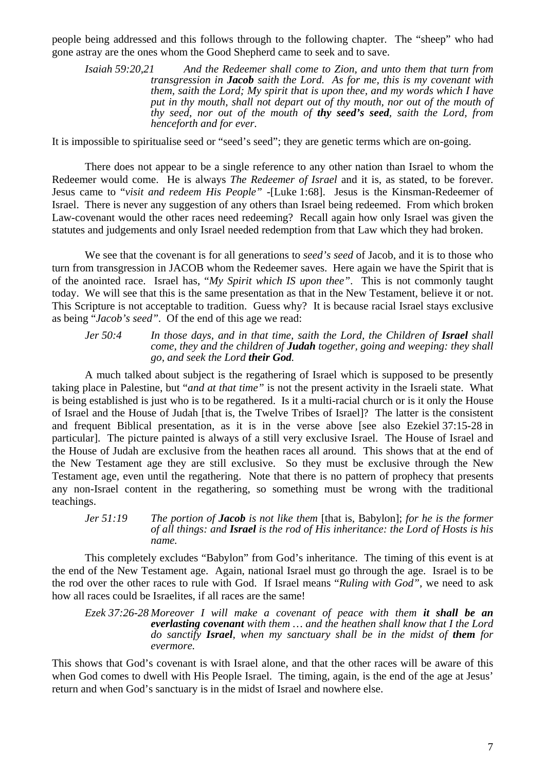people being addressed and this follows through to the following chapter. The "sheep" who had gone astray are the ones whom the Good Shepherd came to seek and to save.

> Isaiah 59:20,21 *And the Redeemer shall come to Zion, and unto them that turn from transgression in **Jacob** saith the Lord. As for me, this is my covenant with them, saith the Lord; My spirit that is upon thee, and my words which I have put in thy mouth, shall not depart out of thy mouth, nor out of the mouth of thy seed, nor out of the mouth of **thy seed's seed**, saith the Lord, from henceforth and for ever.*

It is impossible to spiritualise seed or "seed's seed"; they are genetic terms which are on-going.

There does not appear to be a single reference to any other nation than Israel to whom the Redeemer would come. He is always *The Redeemer of Israel* and it is, as stated, to be forever. Jesus came to "*visit and redeem His People"* -[Luke 1:68]. Jesus is the Kinsman-Redeemer of Israel. There is never any suggestion of any others than Israel being redeemed. From which broken Law-covenant would the other races need redeeming? Recall again how only Israel was given the statutes and judgements and only Israel needed redemption from that Law which they had broken.

We see that the covenant is for all generations to *seed's seed* of Jacob, and it is to those who turn from transgression in JACOB whom the Redeemer saves. Here again we have the Spirit that is of the anointed race. Israel has, "*My Spirit which IS upon thee"*. This is not commonly taught today. We will see that this is the same presentation as that in the New Testament, believe it or not. This Scripture is not acceptable to tradition. Guess why? It is because racial Israel stays exclusive as being "*Jacob's seed"*. Of the end of this age we read:

> Jer 50:4 *In those days, and in that time, saith the Lord, the Children of **Israel** shall come, they and the children of **Judah** together, going and weeping: they shall go, and seek the Lord **their God**.*

A much talked about subject is the regathering of Israel which is supposed to be presently taking place in Palestine, but "*and at that time"* is not the present activity in the Israeli state. What is being established is just who is to be regathered. Is it a multi-racial church or is it only the House of Israel and the House of Judah [that is, the Twelve Tribes of Israel]? The latter is the consistent and frequent Biblical presentation, as it is in the verse above [see also Ezekiel 37:15-28 in particular]. The picture painted is always of a still very exclusive Israel. The House of Israel and the House of Judah are exclusive from the heathen races all around. This shows that at the end of the New Testament age they are still exclusive. So they must be exclusive through the New Testament age, even until the regathering. Note that there is no pattern of prophecy that presents any non-Israel content in the regathering, so something must be wrong with the traditional teachings.

> Jer 51:19 *The portion of **Jacob** is not like them* [that is, Babylon]; *for he is the former of all things: and **Israel** is the rod of His inheritance: the Lord of Hosts is his name.*

This completely excludes "Babylon" from God's inheritance. The timing of this event is at the end of the New Testament age. Again, national Israel must go through the age. Israel is to be the rod over the other races to rule with God. If Israel means "*Ruling with God"*, we need to ask how all races could be Israelites, if all races are the same!

> Ezek 37:26-28 *Moreover I will make a covenant of peace with them **it shall be an everlasting covenant** with them … and the heathen shall know that I the Lord do sanctify **Israel**, when my sanctuary shall be in the midst of **them** for evermore.*

This shows that God's covenant is with Israel alone, and that the other races will be aware of this when God comes to dwell with His People Israel. The timing, again, is the end of the age at Jesus' return and when God's sanctuary is in the midst of Israel and nowhere else.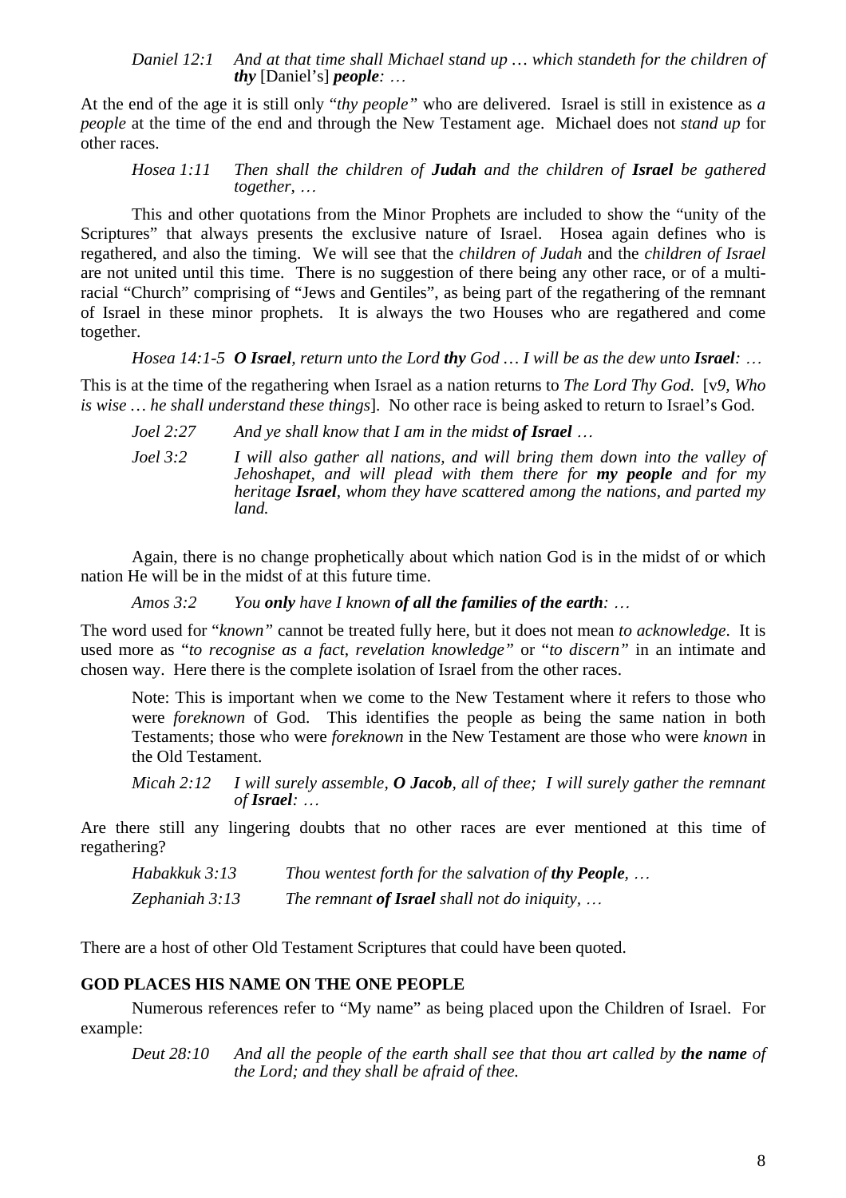*Daniel 12:1* *And at that time shall Michael stand up … which standeth for the children of **thy*** [Daniel's] ***people**: …*

At the end of the age it is still only "*thy people"* who are delivered. Israel is still in existence as *a people* at the time of the end and through the New Testament age. Michael does not *stand up* for other races.

*Hosea 1:11* *Then shall the children of **Judah** and the children of **Israel** be gathered together, …*

This and other quotations from the Minor Prophets are included to show the "unity of the Scriptures" that always presents the exclusive nature of Israel. Hosea again defines who is regathered, and also the timing. We will see that the *children of Judah* and the *children of Israel* are not united until this time. There is no suggestion of there being any other race, or of a multi-racial "Church" comprising of "Jews and Gentiles", as being part of the regathering of the remnant of Israel in these minor prophets. It is always the two Houses who are regathered and come together.

*Hosea 14:1-5* ***O Israel**, return unto the Lord **thy** God … I will be as the dew unto **Israel**: …*

This is at the time of the regathering when Israel as a nation returns to *The Lord Thy God.* [v*9, Who is wise … he shall understand these things*]. No other race is being asked to return to Israel's God.

*Joel 2:27* *And ye shall know that I am in the midst **of Israel** …*

*Joel 3:2* *I will also gather all nations, and will bring them down into the valley of Jehoshapet, and will plead with them there for **my people** and for my heritage **Israel**, whom they have scattered among the nations, and parted my land.*

Again, there is no change prophetically about which nation God is in the midst of or which nation He will be in the midst of at this future time.

*Amos 3:2* *You **only** have I known **of all the families of the earth**: …*

The word used for "*known"* cannot be treated fully here, but it does not mean *to acknowledge*. It is used more as "*to recognise as a fact, revelation knowledge"* or "*to discern"* in an intimate and chosen way. Here there is the complete isolation of Israel from the other races.

Note: This is important when we come to the New Testament where it refers to those who were *foreknown* of God. This identifies the people as being the same nation in both Testaments; those who were *foreknown* in the New Testament are those who were *known* in the Old Testament.

*Micah 2:12* *I will surely assemble, **O Jacob**, all of thee; I will surely gather the remnant of **Israel**: …*

Are there still any lingering doubts that no other races are ever mentioned at this time of regathering?

*Habakkuk 3:13* *Thou wentest forth for the salvation of **thy People**, …*

*Zephaniah 3:13* *The remnant **of Israel** shall not do iniquity, …*

There are a host of other Old Testament Scriptures that could have been quoted.

**GOD PLACES HIS NAME ON THE ONE PEOPLE**

Numerous references refer to "My name" as being placed upon the Children of Israel. For example:

*Deut 28:10* *And all the people of the earth shall see that thou art called by **the name** of the Lord; and they shall be afraid of thee.*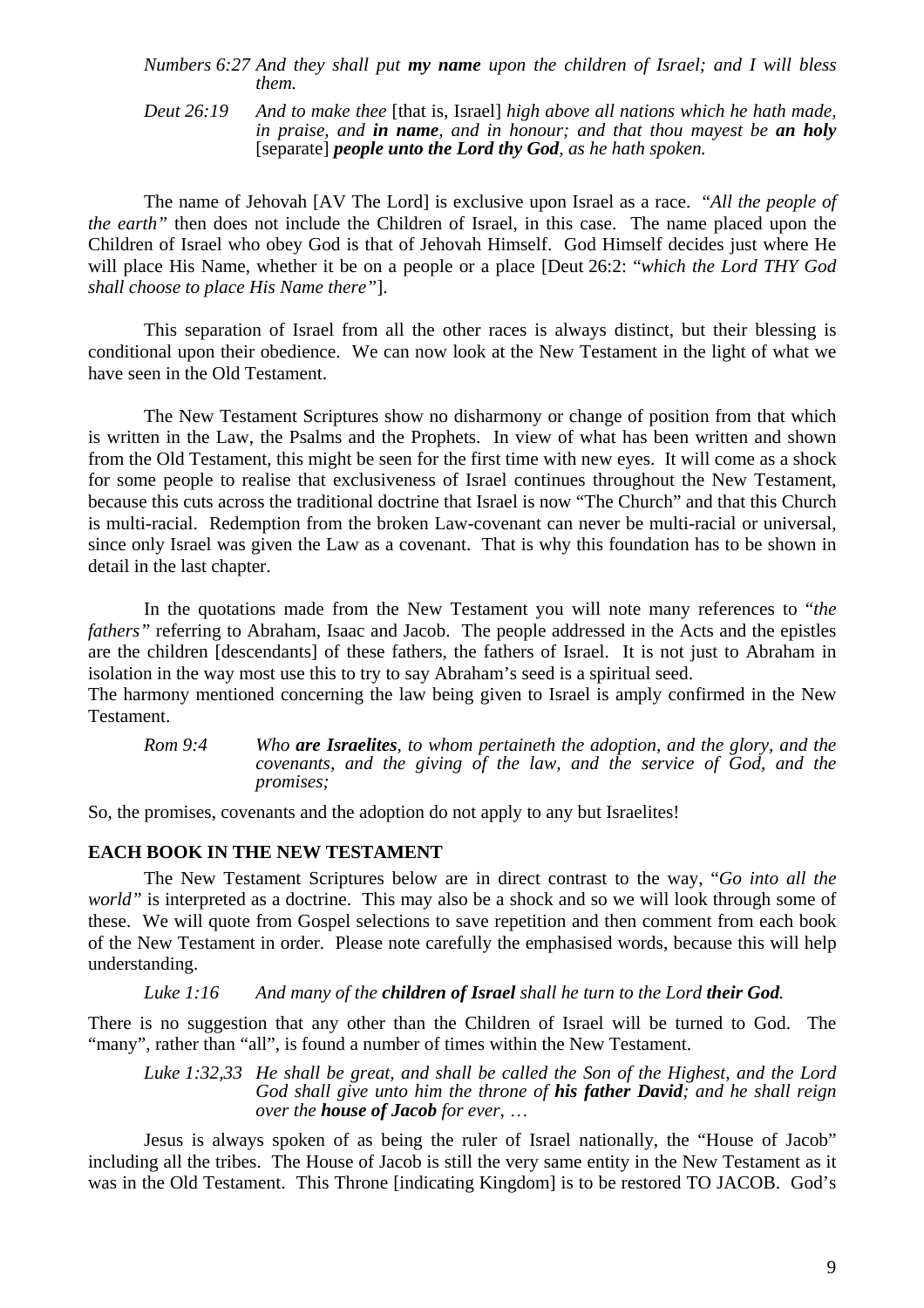*Numbers 6:27 And they shall put **my name** upon the children of Israel; and I will bless them.*

*Deut 26:19 And to make thee* [that is, Israel] *high above all nations which he hath made, in praise, and **in name**, and in honour; and that thou mayest be **an holy*** [separate] ***people unto the Lord thy God**, as he hath spoken.*

The name of Jehovah [AV The Lord] is exclusive upon Israel as a race. "*All the people of the earth"* then does not include the Children of Israel, in this case. The name placed upon the Children of Israel who obey God is that of Jehovah Himself. God Himself decides just where He will place His Name, whether it be on a people or a place [Deut 26:2: "*which the Lord THY God shall choose to place His Name there"*].

This separation of Israel from all the other races is always distinct, but their blessing is conditional upon their obedience. We can now look at the New Testament in the light of what we have seen in the Old Testament.

The New Testament Scriptures show no disharmony or change of position from that which is written in the Law, the Psalms and the Prophets. In view of what has been written and shown from the Old Testament, this might be seen for the first time with new eyes. It will come as a shock for some people to realise that exclusiveness of Israel continues throughout the New Testament, because this cuts across the traditional doctrine that Israel is now "The Church" and that this Church is multi-racial. Redemption from the broken Law-covenant can never be multi-racial or universal, since only Israel was given the Law as a covenant. That is why this foundation has to be shown in detail in the last chapter.

In the quotations made from the New Testament you will note many references to "*the fathers"* referring to Abraham, Isaac and Jacob. The people addressed in the Acts and the epistles are the children [descendants] of these fathers, the fathers of Israel. It is not just to Abraham in isolation in the way most use this to try to say Abraham's seed is a spiritual seed.
The harmony mentioned concerning the law being given to Israel is amply confirmed in the New Testament.

*Rom 9:4 Who **are Israelites**, to whom pertaineth the adoption, and the glory, and the covenants, and the giving of the law, and the service of God, and the promises;*

So, the promises, covenants and the adoption do not apply to any but Israelites!

**EACH BOOK IN THE NEW TESTAMENT**

The New Testament Scriptures below are in direct contrast to the way, "*Go into all the world"* is interpreted as a doctrine. This may also be a shock and so we will look through some of these. We will quote from Gospel selections to save repetition and then comment from each book of the New Testament in order. Please note carefully the emphasised words, because this will help understanding.

*Luke 1:16 And many of the **children of Israel** shall he turn to the Lord **their God**.*

There is no suggestion that any other than the Children of Israel will be turned to God. The "many", rather than "all", is found a number of times within the New Testament.

*Luke 1:32,33 He shall be great, and shall be called the Son of the Highest, and the Lord God shall give unto him the throne of **his father David**; and he shall reign over the **house of Jacob** for ever, …*

Jesus is always spoken of as being the ruler of Israel nationally, the "House of Jacob" including all the tribes. The House of Jacob is still the very same entity in the New Testament as it was in the Old Testament. This Throne [indicating Kingdom] is to be restored TO JACOB. God's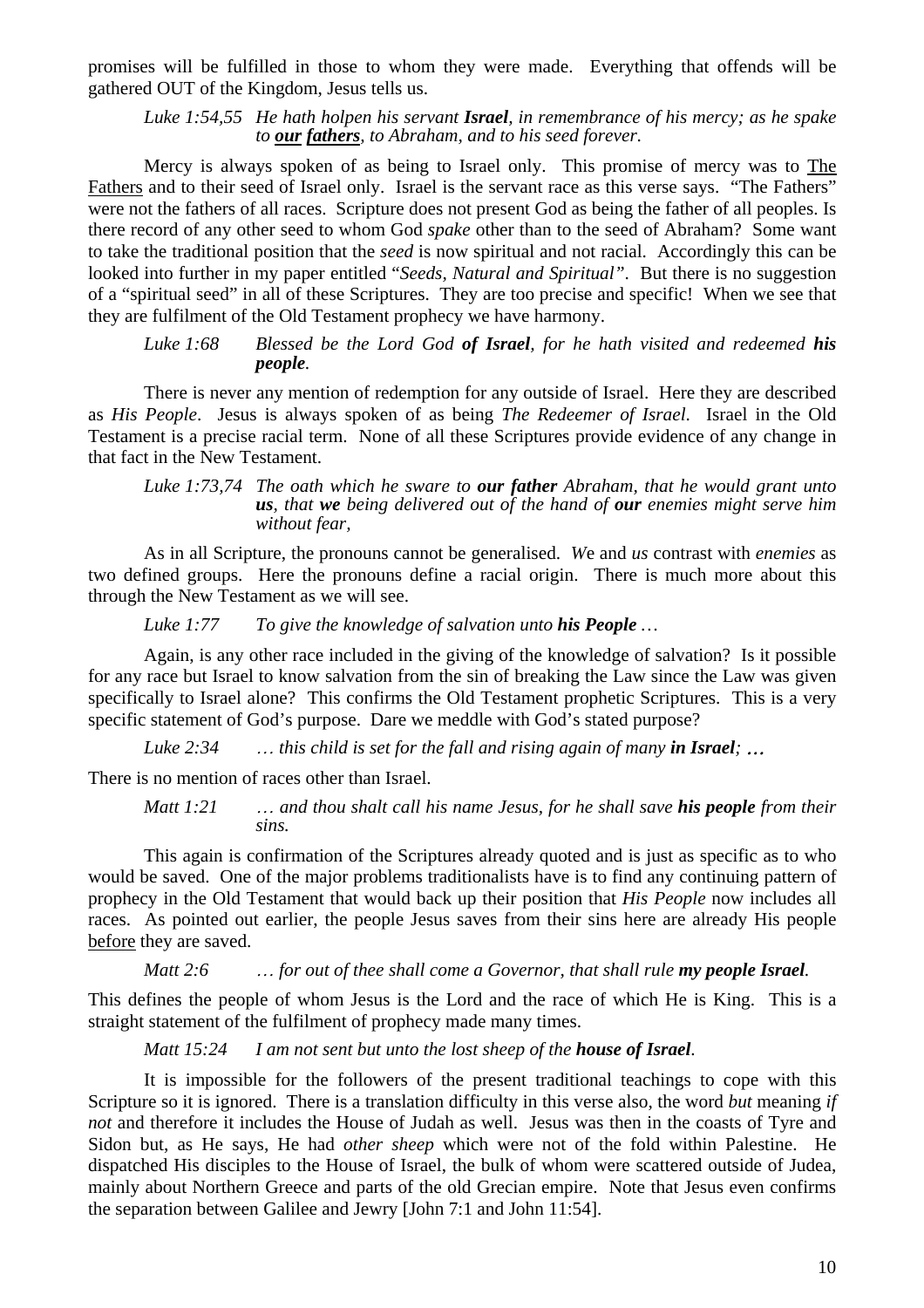promises will be fulfilled in those to whom they were made. Everything that offends will be gathered OUT of the Kingdom, Jesus tells us.

> *Luke 1:54,55 He hath holpen his servant **Israel**, in remembrance of his mercy; as he spake to **our fathers**, to Abraham, and to his seed forever.*

Mercy is always spoken of as being to Israel only. This promise of mercy was to The Fathers and to their seed of Israel only. Israel is the servant race as this verse says. "The Fathers" were not the fathers of all races. Scripture does not present God as being the father of all peoples. Is there record of any other seed to whom God *spake* other than to the seed of Abraham? Some want to take the traditional position that the *seed* is now spiritual and not racial. Accordingly this can be looked into further in my paper entitled "*Seeds, Natural and Spiritual"*. But there is no suggestion of a "spiritual seed" in all of these Scriptures. They are too precise and specific! When we see that they are fulfilment of the Old Testament prophecy we have harmony.

> *Luke 1:68 Blessed be the Lord God **of Israel**, for he hath visited and redeemed **his people**.*

There is never any mention of redemption for any outside of Israel. Here they are described as *His People*. Jesus is always spoken of as being *The Redeemer of Israel.* Israel in the Old Testament is a precise racial term. None of all these Scriptures provide evidence of any change in that fact in the New Testament.

> *Luke 1:73,74 The oath which he sware to **our father** Abraham, that he would grant unto **us**, that **we** being delivered out of the hand of **our** enemies might serve him without fear,*

As in all Scripture, the pronouns cannot be generalised. *W*e and *us* contrast with *enemies* as two defined groups. Here the pronouns define a racial origin. There is much more about this through the New Testament as we will see.

> *Luke 1:77 To give the knowledge of salvation unto **his People** …*

Again, is any other race included in the giving of the knowledge of salvation? Is it possible for any race but Israel to know salvation from the sin of breaking the Law since the Law was given specifically to Israel alone? This confirms the Old Testament prophetic Scriptures. This is a very specific statement of God's purpose. Dare we meddle with God's stated purpose?

> *Luke 2:34 … this child is set for the fall and rising again of many **in Israel**; …*

There is no mention of races other than Israel.

> *Matt 1:21 … and thou shalt call his name Jesus, for he shall save **his people** from their sins.*

This again is confirmation of the Scriptures already quoted and is just as specific as to who would be saved. One of the major problems traditionalists have is to find any continuing pattern of prophecy in the Old Testament that would back up their position that *His People* now includes all races. As pointed out earlier, the people Jesus saves from their sins here are already His people before they are saved.

> *Matt 2:6 … for out of thee shall come a Governor, that shall rule **my people Israel**.*

This defines the people of whom Jesus is the Lord and the race of which He is King. This is a straight statement of the fulfilment of prophecy made many times.

> *Matt 15:24 I am not sent but unto the lost sheep of the **house of Israel**.*

It is impossible for the followers of the present traditional teachings to cope with this Scripture so it is ignored. There is a translation difficulty in this verse also, the word *but* meaning *if not* and therefore it includes the House of Judah as well. Jesus was then in the coasts of Tyre and Sidon but, as He says, He had *other sheep* which were not of the fold within Palestine. He dispatched His disciples to the House of Israel, the bulk of whom were scattered outside of Judea, mainly about Northern Greece and parts of the old Grecian empire. Note that Jesus even confirms the separation between Galilee and Jewry [John 7:1 and John 11:54].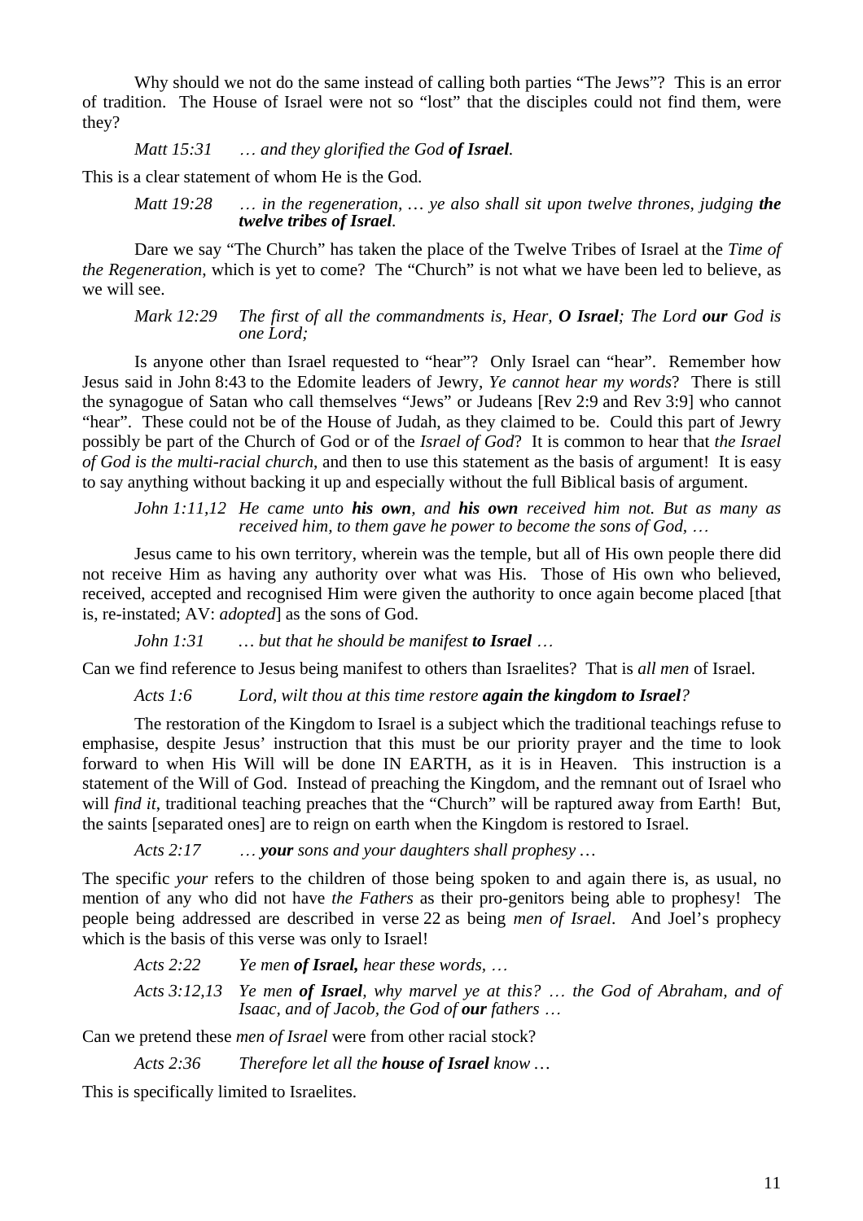Why should we not do the same instead of calling both parties "The Jews"? This is an error of tradition. The House of Israel were not so "lost" that the disciples could not find them, were they?

*Matt 15:31 … and they glorified the God **of Israel**.*

This is a clear statement of whom He is the God.

*Matt 19:28 … in the regeneration, … ye also shall sit upon twelve thrones, judging **the twelve tribes of Israel**.*

Dare we say "The Church" has taken the place of the Twelve Tribes of Israel at the *Time of the Regeneration*, which is yet to come? The "Church" is not what we have been led to believe, as we will see.

*Mark 12:29 The first of all the commandments is, Hear, **O Israel**; The Lord **our** God is one Lord;*

Is anyone other than Israel requested to "hear"? Only Israel can "hear". Remember how Jesus said in John 8:43 to the Edomite leaders of Jewry, *Ye cannot hear my words*? There is still the synagogue of Satan who call themselves "Jews" or Judeans [Rev 2:9 and Rev 3:9] who cannot "hear". These could not be of the House of Judah, as they claimed to be. Could this part of Jewry possibly be part of the Church of God or of the *Israel of God*? It is common to hear that *the Israel of God is the multi-racial church*, and then to use this statement as the basis of argument! It is easy to say anything without backing it up and especially without the full Biblical basis of argument.

*John 1:11,12 He came unto **his own**, and **his own** received him not. But as many as received him, to them gave he power to become the sons of God, …*

Jesus came to his own territory, wherein was the temple, but all of His own people there did not receive Him as having any authority over what was His. Those of His own who believed, received, accepted and recognised Him were given the authority to once again become placed [that is, re-instated; AV: *adopted*] as the sons of God.

*John 1:31 … but that he should be manifest **to Israel** …*

Can we find reference to Jesus being manifest to others than Israelites? That is *all men* of Israel.

*Acts 1:6 Lord, wilt thou at this time restore **again the kingdom to Israel**?*

The restoration of the Kingdom to Israel is a subject which the traditional teachings refuse to emphasise, despite Jesus' instruction that this must be our priority prayer and the time to look forward to when His Will will be done IN EARTH, as it is in Heaven. This instruction is a statement of the Will of God. Instead of preaching the Kingdom, and the remnant out of Israel who will *find it*, traditional teaching preaches that the "Church" will be raptured away from Earth! But, the saints [separated ones] are to reign on earth when the Kingdom is restored to Israel.

*Acts 2:17 … **your** sons and your daughters shall prophesy …*

The specific *your* refers to the children of those being spoken to and again there is, as usual, no mention of any who did not have *the Fathers* as their pro-genitors being able to prophesy! The people being addressed are described in verse 22 as being *men of Israel*. And Joel's prophecy which is the basis of this verse was only to Israel!

*Acts 2:22 Ye men **of Israel,** hear these words, …*

*Acts 3:12,13 Ye men **of Israel**, why marvel ye at this? … the God of Abraham, and of Isaac, and of Jacob, the God of **our** fathers …*

Can we pretend these *men of Israel* were from other racial stock?

*Acts 2:36 Therefore let all the **house of Israel** know …*

This is specifically limited to Israelites.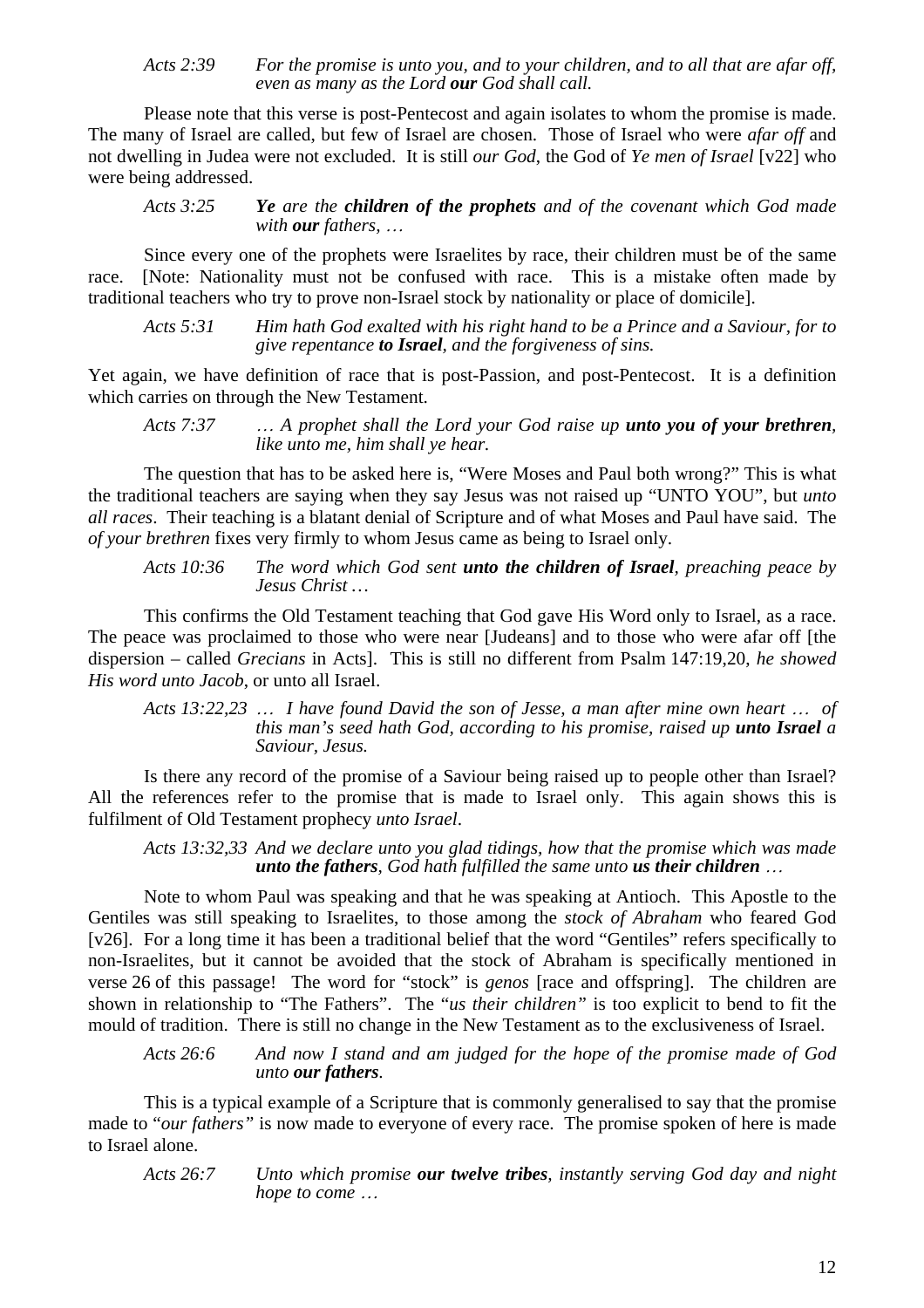*Acts 2:39 For the promise is unto you, and to your children, and to all that are afar off, even as many as the Lord **our** God shall call.*

Please note that this verse is post-Pentecost and again isolates to whom the promise is made. The many of Israel are called, but few of Israel are chosen. Those of Israel who were *afar off* and not dwelling in Judea were not excluded. It is still *our God*, the God of *Ye men of Israel* [v22] who were being addressed.

*Acts 3:25 **Ye** are the **children of the prophets** and of the covenant which God made with **our** fathers, …*

Since every one of the prophets were Israelites by race, their children must be of the same race. [Note: Nationality must not be confused with race. This is a mistake often made by traditional teachers who try to prove non-Israel stock by nationality or place of domicile].

*Acts 5:31 Him hath God exalted with his right hand to be a Prince and a Saviour, for to give repentance **to Israel**, and the forgiveness of sins.*

Yet again, we have definition of race that is post-Passion, and post-Pentecost. It is a definition which carries on through the New Testament.

*Acts 7:37 … A prophet shall the Lord your God raise up **unto you of your brethren**, like unto me, him shall ye hear.*

The question that has to be asked here is, "Were Moses and Paul both wrong?" This is what the traditional teachers are saying when they say Jesus was not raised up "UNTO YOU", but *unto all races*. Their teaching is a blatant denial of Scripture and of what Moses and Paul have said. The *of your brethren* fixes very firmly to whom Jesus came as being to Israel only.

*Acts 10:36 The word which God sent **unto the children of Israel**, preaching peace by Jesus Christ …*

This confirms the Old Testament teaching that God gave His Word only to Israel, as a race. The peace was proclaimed to those who were near [Judeans] and to those who were afar off [the dispersion – called *Grecians* in Acts]. This is still no different from Psalm 147:19,20, *he showed His word unto Jacob*, or unto all Israel.

*Acts 13:22,23 … I have found David the son of Jesse, a man after mine own heart … of this man's seed hath God, according to his promise, raised up **unto Israel** a Saviour, Jesus.*

Is there any record of the promise of a Saviour being raised up to people other than Israel? All the references refer to the promise that is made to Israel only. This again shows this is fulfilment of Old Testament prophecy *unto Israel*.

*Acts 13:32,33 And we declare unto you glad tidings, how that the promise which was made **unto the fathers**, God hath fulfilled the same unto **us their children** …*

Note to whom Paul was speaking and that he was speaking at Antioch. This Apostle to the Gentiles was still speaking to Israelites, to those among the *stock of Abraham* who feared God [v26]. For a long time it has been a traditional belief that the word "Gentiles" refers specifically to non-Israelites, but it cannot be avoided that the stock of Abraham is specifically mentioned in verse 26 of this passage! The word for "stock" is *genos* [race and offspring]. The children are shown in relationship to "The Fathers". The "*us their children*" is too explicit to bend to fit the mould of tradition. There is still no change in the New Testament as to the exclusiveness of Israel.

*Acts 26:6 And now I stand and am judged for the hope of the promise made of God unto **our fathers**.*

This is a typical example of a Scripture that is commonly generalised to say that the promise made to "*our fathers*" is now made to everyone of every race. The promise spoken of here is made to Israel alone.

*Acts 26:7 Unto which promise **our twelve tribes**, instantly serving God day and night hope to come …*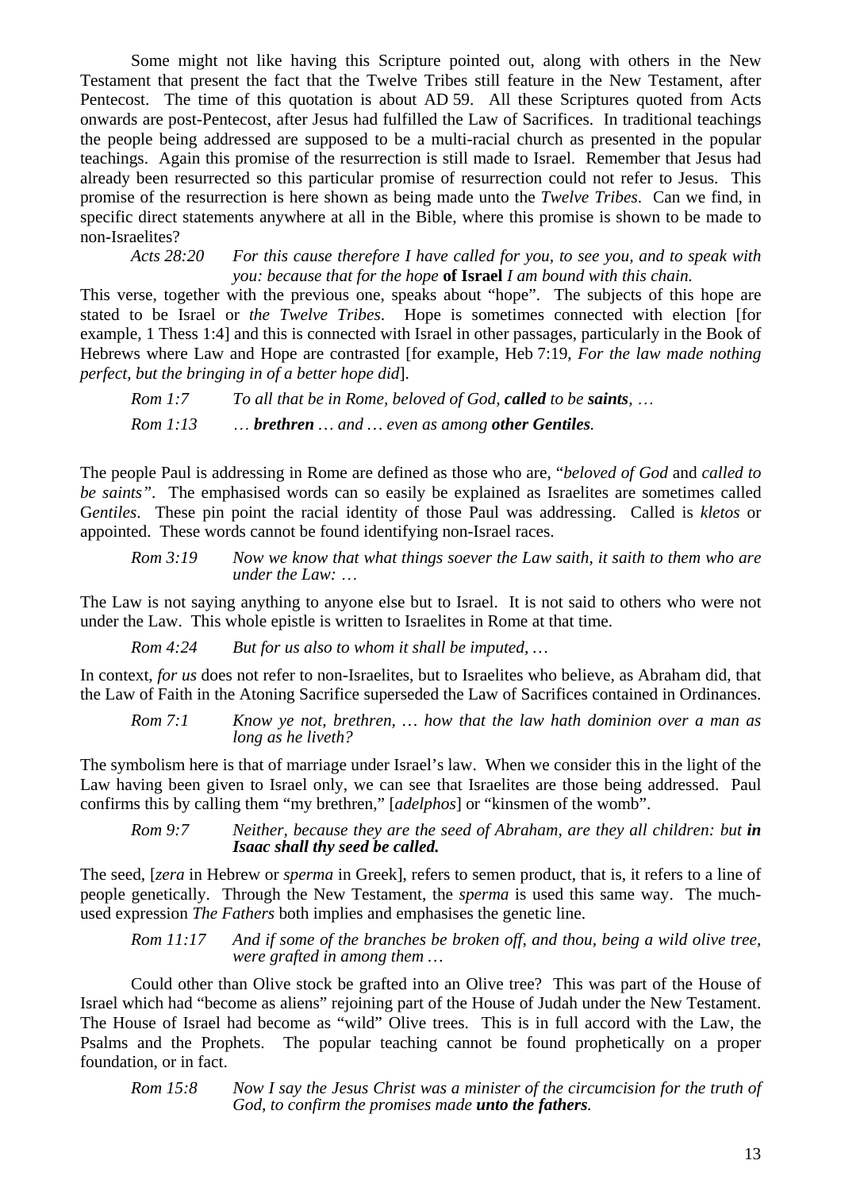Some might not like having this Scripture pointed out, along with others in the New Testament that present the fact that the Twelve Tribes still feature in the New Testament, after Pentecost. The time of this quotation is about AD 59. All these Scriptures quoted from Acts onwards are post-Pentecost, after Jesus had fulfilled the Law of Sacrifices. In traditional teachings the people being addressed are supposed to be a multi-racial church as presented in the popular teachings. Again this promise of the resurrection is still made to Israel. Remember that Jesus had already been resurrected so this particular promise of resurrection could not refer to Jesus. This promise of the resurrection is here shown as being made unto the *Twelve Tribes*. Can we find, in specific direct statements anywhere at all in the Bible, where this promise is shown to be made to non-Israelites?

> *Acts 28:20 For this cause therefore I have called for you, to see you, and to speak with you: because that for the hope* **of Israel** *I am bound with this chain.*

This verse, together with the previous one, speaks about "hope". The subjects of this hope are stated to be Israel or *the Twelve Tribes*. Hope is sometimes connected with election [for example, 1 Thess 1:4] and this is connected with Israel in other passages, particularly in the Book of Hebrews where Law and Hope are contrasted [for example, Heb 7:19, *For the law made nothing perfect, but the bringing in of a better hope did*].

> *Rom 1:7 To all that be in Rome, beloved of God,* ***called*** *to be* ***saints****, …*
>
> *Rom 1:13 …* ***brethren*** *… and … even as among* ***other Gentiles****.*

The people Paul is addressing in Rome are defined as those who are, "*beloved of God* and *called to be saints"*. The emphasised words can so easily be explained as Israelites are sometimes called G*entiles*. These pin point the racial identity of those Paul was addressing. Called is *kletos* or appointed. These words cannot be found identifying non-Israel races.

> *Rom 3:19 Now we know that what things soever the Law saith, it saith to them who are under the Law: …*

The Law is not saying anything to anyone else but to Israel. It is not said to others who were not under the Law. This whole epistle is written to Israelites in Rome at that time.

> *Rom 4:24 But for us also to whom it shall be imputed, …*

In context, *for us* does not refer to non-Israelites, but to Israelites who believe, as Abraham did, that the Law of Faith in the Atoning Sacrifice superseded the Law of Sacrifices contained in Ordinances.

> *Rom 7:1 Know ye not, brethren, … how that the law hath dominion over a man as long as he liveth?*

The symbolism here is that of marriage under Israel's law. When we consider this in the light of the Law having been given to Israel only, we can see that Israelites are those being addressed. Paul confirms this by calling them "my brethren," [*adelphos*] or "kinsmen of the womb".

> *Rom 9:7 Neither, because they are the seed of Abraham, are they all children: but* ***in Isaac shall thy seed be called.***

The seed, [*zera* in Hebrew or *sperma* in Greek], refers to semen product, that is, it refers to a line of people genetically. Through the New Testament, the *sperma* is used this same way. The much-used expression *The Fathers* both implies and emphasises the genetic line.

> *Rom 11:17 And if some of the branches be broken off, and thou, being a wild olive tree, were grafted in among them …*

Could other than Olive stock be grafted into an Olive tree? This was part of the House of Israel which had "become as aliens" rejoining part of the House of Judah under the New Testament. The House of Israel had become as "wild" Olive trees. This is in full accord with the Law, the Psalms and the Prophets. The popular teaching cannot be found prophetically on a proper foundation, or in fact.

> *Rom 15:8 Now I say the Jesus Christ was a minister of the circumcision for the truth of God, to confirm the promises made* ***unto the fathers****.*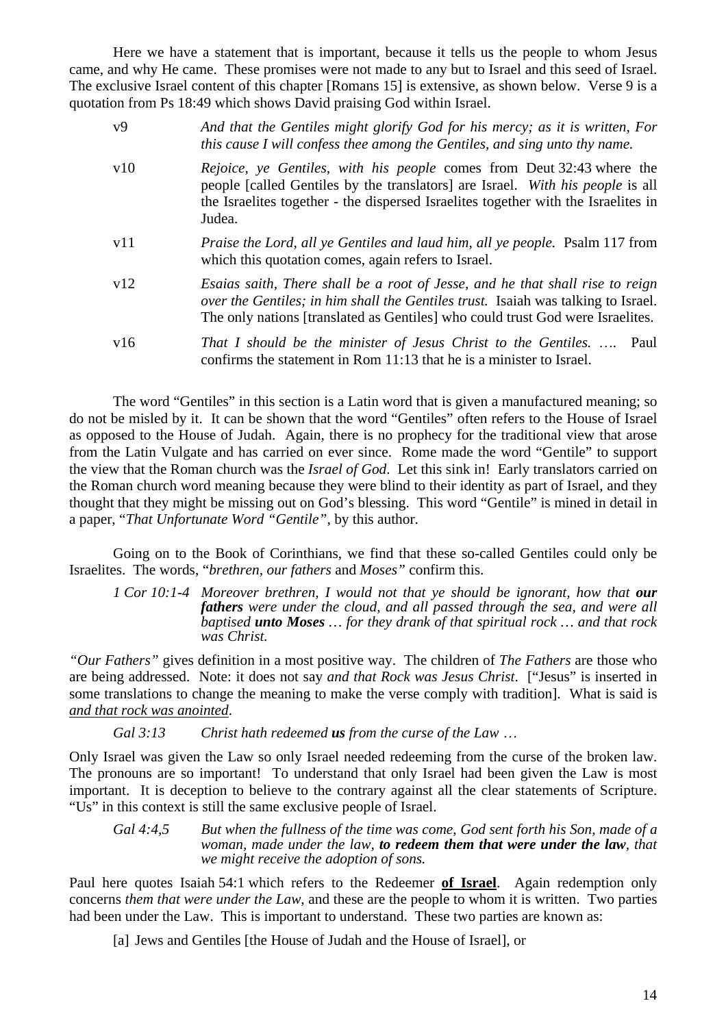Here we have a statement that is important, because it tells us the people to whom Jesus came, and why He came. These promises were not made to any but to Israel and this seed of Israel. The exclusive Israel content of this chapter [Romans 15] is extensive, as shown below. Verse 9 is a quotation from Ps 18:49 which shows David praising God within Israel.

v9 — *And that the Gentiles might glorify God for his mercy; as it is written, For this cause I will confess thee among the Gentiles, and sing unto thy name.*

v10 — *Rejoice, ye Gentiles, with his people* comes from Deut 32:43 where the people [called Gentiles by the translators] are Israel. *With his people* is all the Israelites together - the dispersed Israelites together with the Israelites in Judea.

v11 — *Praise the Lord, all ye Gentiles and laud him, all ye people.* Psalm 117 from which this quotation comes, again refers to Israel.

v12 — *Esaias saith, There shall be a root of Jesse, and he that shall rise to reign over the Gentiles; in him shall the Gentiles trust.* Isaiah was talking to Israel. The only nations [translated as Gentiles] who could trust God were Israelites.

v16 — *That I should be the minister of Jesus Christ to the Gentiles. ….* Paul confirms the statement in Rom 11:13 that he is a minister to Israel.

The word "Gentiles" in this section is a Latin word that is given a manufactured meaning; so do not be misled by it. It can be shown that the word "Gentiles" often refers to the House of Israel as opposed to the House of Judah. Again, there is no prophecy for the traditional view that arose from the Latin Vulgate and has carried on ever since. Rome made the word "Gentile" to support the view that the Roman church was the *Israel of God*. Let this sink in! Early translators carried on the Roman church word meaning because they were blind to their identity as part of Israel, and they thought that they might be missing out on God's blessing. This word "Gentile" is mined in detail in a paper, "*That Unfortunate Word "Gentile"*, by this author.

Going on to the Book of Corinthians, we find that these so-called Gentiles could only be Israelites. The words, "*brethren, our fathers* and *Moses*" confirm this.

*1 Cor 10:1-4 Moreover brethren, I would not that ye should be ignorant, how that **our fathers** were under the cloud, and all passed through the sea, and were all baptised **unto Moses** … for they drank of that spiritual rock … and that rock was Christ.*

*"Our Fathers"* gives definition in a most positive way. The children of *The Fathers* are those who are being addressed. Note: it does not say *and that Rock was Jesus Christ*. ["Jesus" is inserted in some translations to change the meaning to make the verse comply with tradition]. What is said is <u>*and that rock was anointed*</u>.

*Gal 3:13 Christ hath redeemed **us** from the curse of the Law …*

Only Israel was given the Law so only Israel needed redeeming from the curse of the broken law. The pronouns are so important! To understand that only Israel had been given the Law is most important. It is deception to believe to the contrary against all the clear statements of Scripture. "Us" in this context is still the same exclusive people of Israel.

*Gal 4:4,5 But when the fullness of the time was come, God sent forth his Son, made of a woman, made under the law, **to redeem them that were under the law**, that we might receive the adoption of sons.*

Paul here quotes Isaiah 54:1 which refers to the Redeemer <u>**of Israel**</u>. Again redemption only concerns *them that were under the Law*, and these are the people to whom it is written. Two parties had been under the Law. This is important to understand. These two parties are known as:

[a] Jews and Gentiles [the House of Judah and the House of Israel], or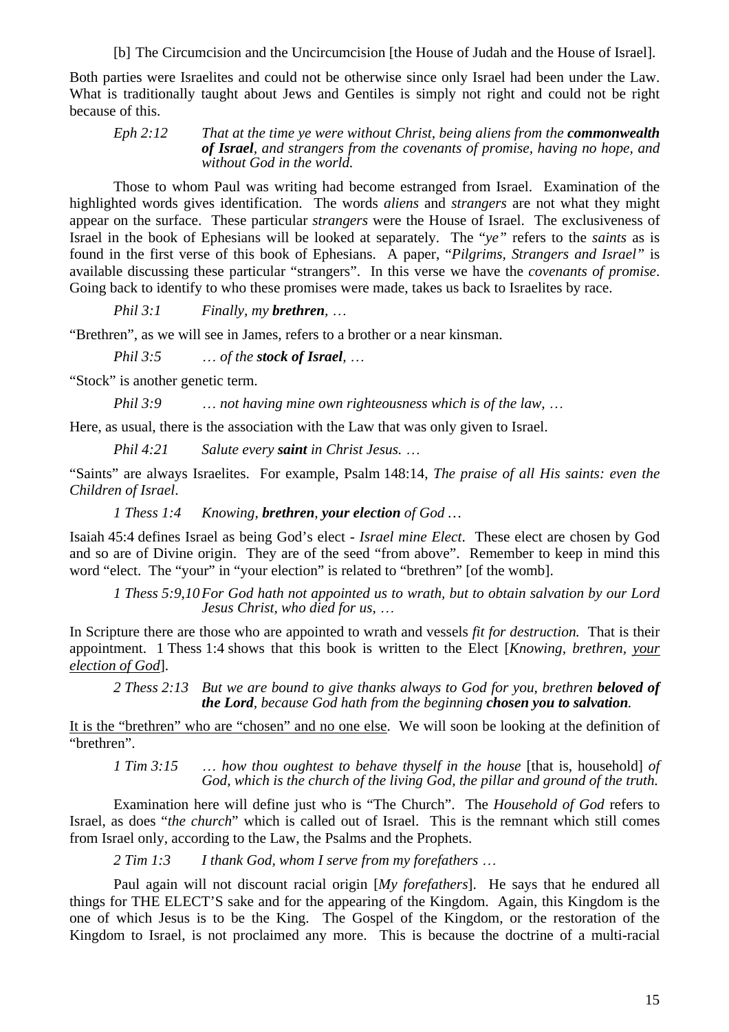[b] The Circumcision and the Uncircumcision [the House of Judah and the House of Israel].

Both parties were Israelites and could not be otherwise since only Israel had been under the Law. What is traditionally taught about Jews and Gentiles is simply not right and could not be right because of this.

> *Eph 2:12 That at the time ye were without Christ, being aliens from the* ***commonwealth of Israel****, and strangers from the covenants of promise, having no hope, and without God in the world.*

Those to whom Paul was writing had become estranged from Israel. Examination of the highlighted words gives identification. The words *aliens* and *strangers* are not what they might appear on the surface. These particular *strangers* were the House of Israel. The exclusiveness of Israel in the book of Ephesians will be looked at separately. The "*ye"* refers to the *saints* as is found in the first verse of this book of Ephesians. A paper, "*Pilgrims, Strangers and Israel"* is available discussing these particular "strangers". In this verse we have the *covenants of promise*. Going back to identify to who these promises were made, takes us back to Israelites by race.

> *Phil 3:1 Finally, my* ***brethren****, …*

"Brethren", as we will see in James, refers to a brother or a near kinsman.

> *Phil 3:5 … of the* ***stock of Israel****, …*

"Stock" is another genetic term.

> *Phil 3:9 … not having mine own righteousness which is of the law, …*

Here, as usual, there is the association with the Law that was only given to Israel.

> *Phil 4:21 Salute every* ***saint*** *in Christ Jesus. …*

"Saints" are always Israelites. For example, Psalm 148:14, *The praise of all His saints: even the Children of Israel*.

> *1 Thess 1:4 Knowing,* ***brethren****,* ***your election*** *of God …*

Isaiah 45:4 defines Israel as being God's elect - *Israel mine Elect*. These elect are chosen by God and so are of Divine origin. They are of the seed "from above". Remember to keep in mind this word "elect. The "your" in "your election" is related to "brethren" [of the womb].

> *1 Thess 5:9,10 For God hath not appointed us to wrath, but to obtain salvation by our Lord Jesus Christ, who died for us, …*

In Scripture there are those who are appointed to wrath and vessels *fit for destruction.* That is their appointment. 1 Thess 1:4 shows that this book is written to the Elect [*Knowing, brethren, <u>your election of God</u>*].

> *2 Thess 2:13 But we are bound to give thanks always to God for you, brethren* ***beloved of the Lord****, because God hath from the beginning* ***chosen you to salvation****.*

<u>It is the "brethren" who are "chosen" and no one else</u>. We will soon be looking at the definition of "brethren".

> *1 Tim 3:15 … how thou oughtest to behave thyself in the house* [that is, household] *of God, which is the church of the living God, the pillar and ground of the truth.*

Examination here will define just who is "The Church". The *Household of God* refers to Israel, as does "*the church*" which is called out of Israel. This is the remnant which still comes from Israel only, according to the Law, the Psalms and the Prophets.

> *2 Tim 1:3 I thank God, whom I serve from my forefathers …*

Paul again will not discount racial origin [*My forefathers*]. He says that he endured all things for THE ELECT'S sake and for the appearing of the Kingdom. Again, this Kingdom is the one of which Jesus is to be the King. The Gospel of the Kingdom, or the restoration of the Kingdom to Israel, is not proclaimed any more. This is because the doctrine of a multi-racial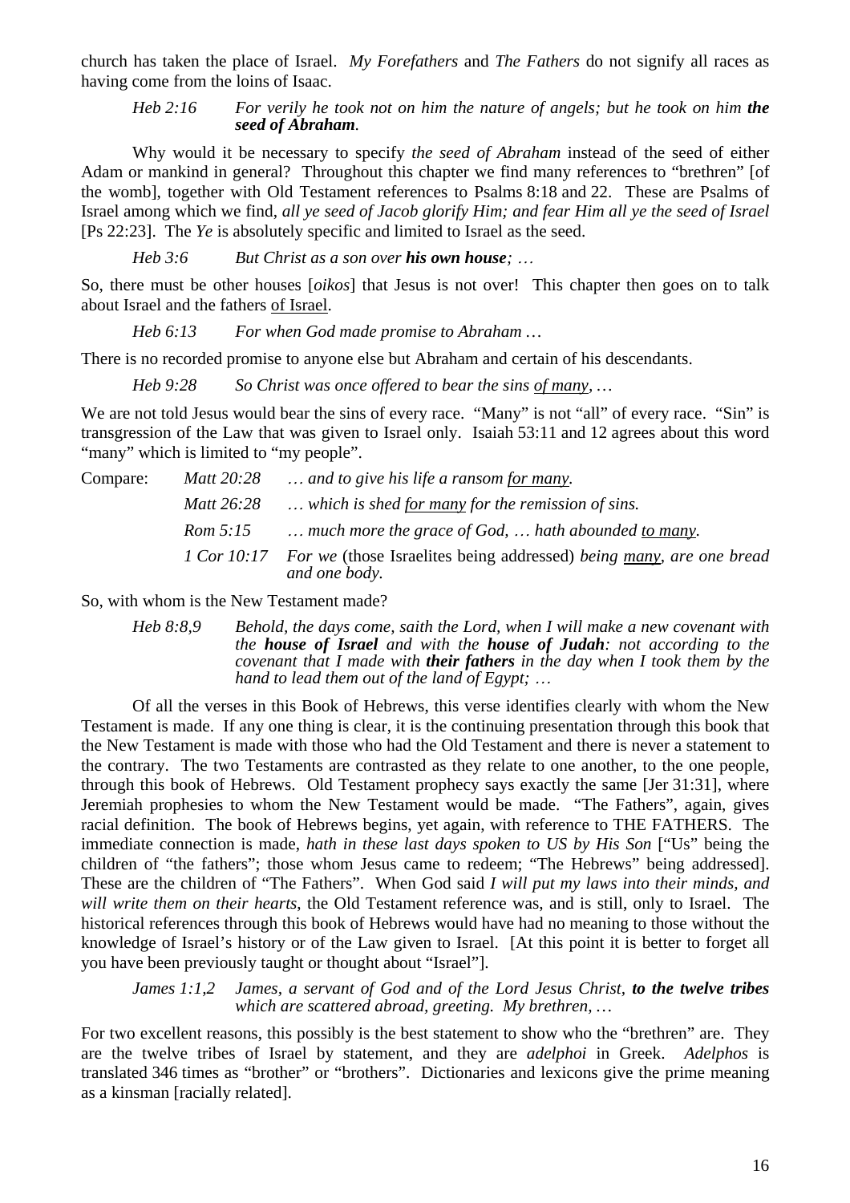church has taken the place of Israel. *My Forefathers* and *The Fathers* do not signify all races as having come from the loins of Isaac.

> *Heb 2:16 For verily he took not on him the nature of angels; but he took on him **the seed of Abraham**.*

Why would it be necessary to specify *the seed of Abraham* instead of the seed of either Adam or mankind in general? Throughout this chapter we find many references to "brethren" [of the womb], together with Old Testament references to Psalms 8:18 and 22. These are Psalms of Israel among which we find, *all ye seed of Jacob glorify Him; and fear Him all ye the seed of Israel* [Ps 22:23]. The *Ye* is absolutely specific and limited to Israel as the seed.

> *Heb 3:6 But Christ as a son over **his own house**; …*

So, there must be other houses [*oikos*] that Jesus is not over! This chapter then goes on to talk about Israel and the fathers <u>of Israel</u>.

> *Heb 6:13 For when God made promise to Abraham …*

There is no recorded promise to anyone else but Abraham and certain of his descendants.

> *Heb 9:28 So Christ was once offered to bear the sins <u>of many</u>, …*

We are not told Jesus would bear the sins of every race. "Many" is not "all" of every race. "Sin" is transgression of the Law that was given to Israel only. Isaiah 53:11 and 12 agrees about this word "many" which is limited to "my people".

Compare:
- *Matt 20:28 … and to give his life a ransom <u>for many</u>.*
- *Matt 26:28 … which is shed <u>for many</u> for the remission of sins.*
- *Rom 5:15 … much more the grace of God, … hath abounded <u>to many</u>.*
- *1 Cor 10:17 For we* (those Israelites being addressed) *being <u>many</u>, are one bread and one body.*

So, with whom is the New Testament made?

> *Heb 8:8,9 Behold, the days come, saith the Lord, when I will make a new covenant with the **house of Israel** and with the **house of Judah**: not according to the covenant that I made with **their fathers** in the day when I took them by the hand to lead them out of the land of Egypt; …*

Of all the verses in this Book of Hebrews, this verse identifies clearly with whom the New Testament is made. If any one thing is clear, it is the continuing presentation through this book that the New Testament is made with those who had the Old Testament and there is never a statement to the contrary. The two Testaments are contrasted as they relate to one another, to the one people, through this book of Hebrews. Old Testament prophecy says exactly the same [Jer 31:31], where Jeremiah prophesies to whom the New Testament would be made. "The Fathers", again, gives racial definition. The book of Hebrews begins, yet again, with reference to THE FATHERS. The immediate connection is made, *hath in these last days spoken to US by His Son* ["Us" being the children of "the fathers"; those whom Jesus came to redeem; "The Hebrews" being addressed]. These are the children of "The Fathers". When God said *I will put my laws into their minds, and will write them on their hearts*, the Old Testament reference was, and is still, only to Israel. The historical references through this book of Hebrews would have had no meaning to those without the knowledge of Israel's history or of the Law given to Israel. [At this point it is better to forget all you have been previously taught or thought about "Israel"].

> *James 1:1,2 James, a servant of God and of the Lord Jesus Christ, **to the twelve tribes** which are scattered abroad, greeting. My brethren, …*

For two excellent reasons, this possibly is the best statement to show who the "brethren" are. They are the twelve tribes of Israel by statement, and they are *adelphoi* in Greek. *Adelphos* is translated 346 times as "brother" or "brothers". Dictionaries and lexicons give the prime meaning as a kinsman [racially related].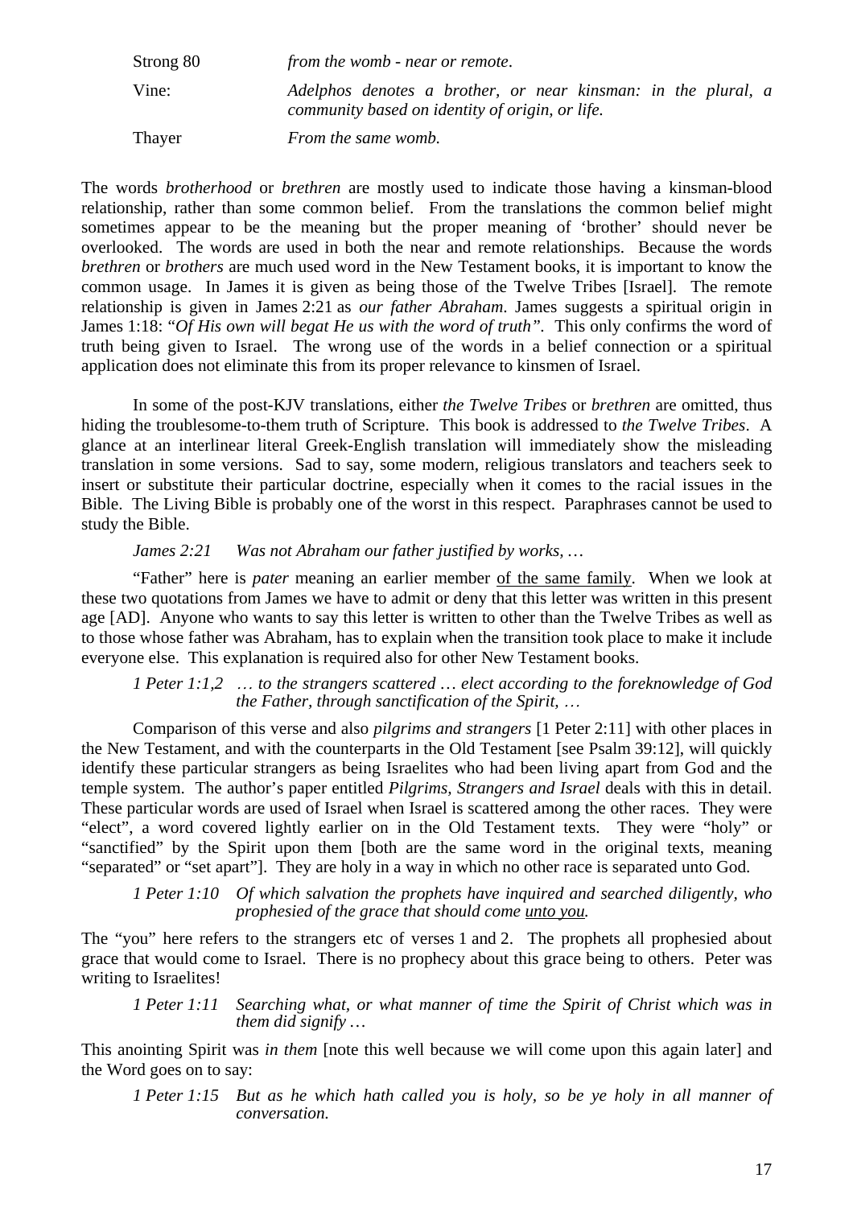| | |
|---|---|
| Strong 80 | *from the womb - near or remote.* |
| Vine: | *Adelphos denotes a brother, or near kinsman: in the plural, a community based on identity of origin, or life.* |
| Thayer | *From the same womb.* |

The words *brotherhood* or *brethren* are mostly used to indicate those having a kinsman-blood relationship, rather than some common belief. From the translations the common belief might sometimes appear to be the meaning but the proper meaning of 'brother' should never be overlooked. The words are used in both the near and remote relationships. Because the words *brethren* or *brothers* are much used word in the New Testament books, it is important to know the common usage. In James it is given as being those of the Twelve Tribes [Israel]. The remote relationship is given in James 2:21 as *our father Abraham*. James suggests a spiritual origin in James 1:18: "*Of His own will begat He us with the word of truth".* This only confirms the word of truth being given to Israel. The wrong use of the words in a belief connection or a spiritual application does not eliminate this from its proper relevance to kinsmen of Israel.

In some of the post-KJV translations, either *the Twelve Tribes* or *brethren* are omitted, thus hiding the troublesome-to-them truth of Scripture. This book is addressed to *the Twelve Tribes*. A glance at an interlinear literal Greek-English translation will immediately show the misleading translation in some versions. Sad to say, some modern, religious translators and teachers seek to insert or substitute their particular doctrine, especially when it comes to the racial issues in the Bible. The Living Bible is probably one of the worst in this respect. Paraphrases cannot be used to study the Bible.

> *James 2:21 Was not Abraham our father justified by works, …*

"Father" here is *pater* meaning an earlier member <u>of the same family</u>. When we look at these two quotations from James we have to admit or deny that this letter was written in this present age [AD]. Anyone who wants to say this letter is written to other than the Twelve Tribes as well as to those whose father was Abraham, has to explain when the transition took place to make it include everyone else. This explanation is required also for other New Testament books.

> *1 Peter 1:1,2 … to the strangers scattered … elect according to the foreknowledge of God the Father, through sanctification of the Spirit, …*

Comparison of this verse and also *pilgrims and strangers* [1 Peter 2:11] with other places in the New Testament, and with the counterparts in the Old Testament [see Psalm 39:12], will quickly identify these particular strangers as being Israelites who had been living apart from God and the temple system. The author's paper entitled *Pilgrims, Strangers and Israel* deals with this in detail. These particular words are used of Israel when Israel is scattered among the other races. They were "elect", a word covered lightly earlier on in the Old Testament texts. They were "holy" or "sanctified" by the Spirit upon them [both are the same word in the original texts, meaning "separated" or "set apart"]. They are holy in a way in which no other race is separated unto God.

> *1 Peter 1:10 Of which salvation the prophets have inquired and searched diligently, who prophesied of the grace that should come <u>unto you</u>.*

The "you" here refers to the strangers etc of verses 1 and 2. The prophets all prophesied about grace that would come to Israel. There is no prophecy about this grace being to others. Peter was writing to Israelites!

> *1 Peter 1:11 Searching what, or what manner of time the Spirit of Christ which was in them did signify …*

This anointing Spirit was *in them* [note this well because we will come upon this again later] and the Word goes on to say:

> *1 Peter 1:15 But as he which hath called you is holy, so be ye holy in all manner of conversation.*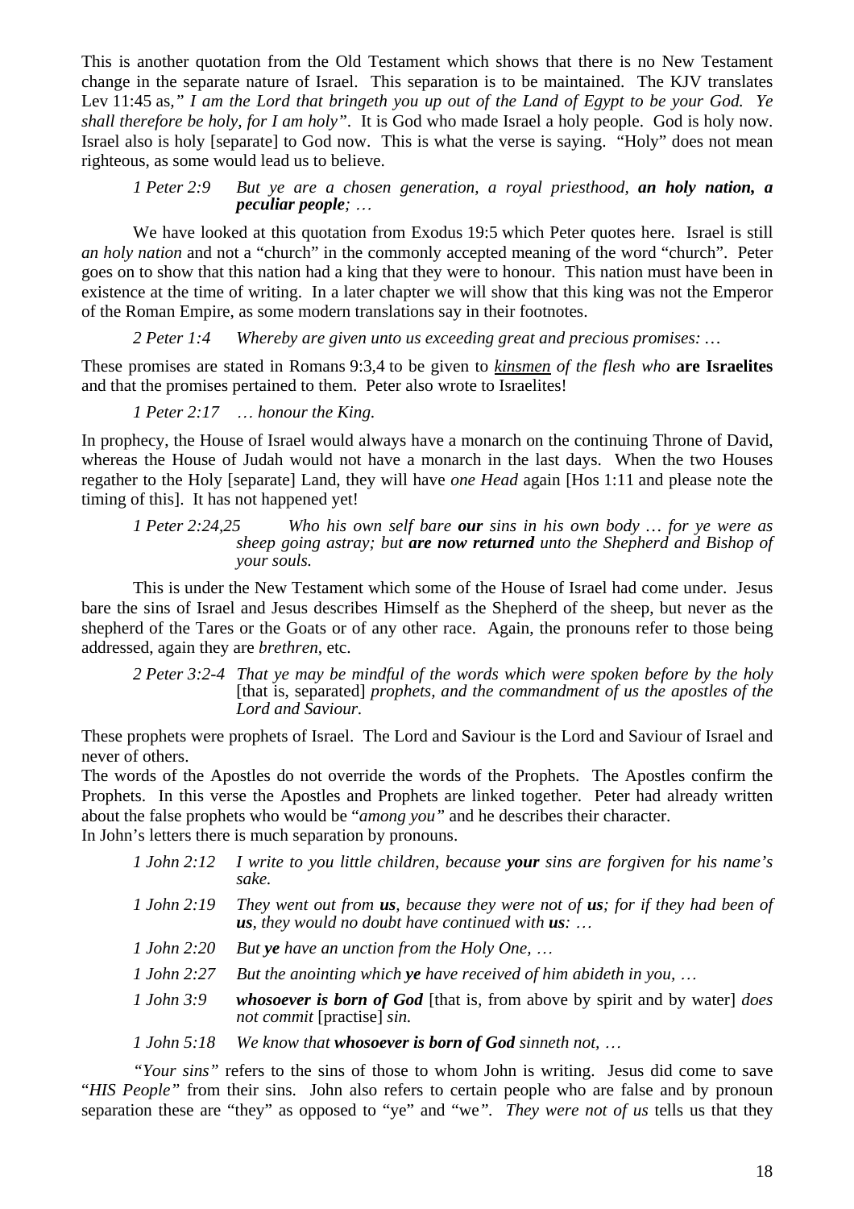This is another quotation from the Old Testament which shows that there is no New Testament change in the separate nature of Israel. This separation is to be maintained. The KJV translates Lev 11:45 as,*" I am the Lord that bringeth you up out of the Land of Egypt to be your God. Ye shall therefore be holy, for I am holy"*. It is God who made Israel a holy people. God is holy now. Israel also is holy [separate] to God now. This is what the verse is saying. "Holy" does not mean righteous, as some would lead us to believe.

> *1 Peter 2:9 But ye are a chosen generation, a royal priesthood,* ***an holy nation, a peculiar people****; …*

We have looked at this quotation from Exodus 19:5 which Peter quotes here. Israel is still *an holy nation* and not a "church" in the commonly accepted meaning of the word "church". Peter goes on to show that this nation had a king that they were to honour. This nation must have been in existence at the time of writing. In a later chapter we will show that this king was not the Emperor of the Roman Empire, as some modern translations say in their footnotes.

> *2 Peter 1:4 Whereby are given unto us exceeding great and precious promises: …*

These promises are stated in Romans 9:3,4 to be given to *<u>kinsmen</u> of the flesh who* **are Israelites** and that the promises pertained to them. Peter also wrote to Israelites!

> *1 Peter 2:17 … honour the King.*

In prophecy, the House of Israel would always have a monarch on the continuing Throne of David, whereas the House of Judah would not have a monarch in the last days. When the two Houses regather to the Holy [separate] Land, they will have *one Head* again [Hos 1:11 and please note the timing of this]. It has not happened yet!

> *1 Peter 2:24,25 Who his own self bare* ***our*** *sins in his own body … for ye were as sheep going astray; but* ***are now returned*** *unto the Shepherd and Bishop of your souls.*

This is under the New Testament which some of the House of Israel had come under. Jesus bare the sins of Israel and Jesus describes Himself as the Shepherd of the sheep, but never as the shepherd of the Tares or the Goats or of any other race. Again, the pronouns refer to those being addressed, again they are *brethren*, etc.

> *2 Peter 3:2-4 That ye may be mindful of the words which were spoken before by the holy* [that is, separated] *prophets, and the commandment of us the apostles of the Lord and Saviour.*

These prophets were prophets of Israel. The Lord and Saviour is the Lord and Saviour of Israel and never of others.

The words of the Apostles do not override the words of the Prophets. The Apostles confirm the Prophets. In this verse the Apostles and Prophets are linked together. Peter had already written about the false prophets who would be "*among you"* and he describes their character.

In John's letters there is much separation by pronouns.

> *1 John 2:12 I write to you little children, because* ***your*** *sins are forgiven for his name's sake.*
>
> *1 John 2:19 They went out from* ***us****, because they were not of* ***us****; for if they had been of* ***us****, they would no doubt have continued with* ***us****: …*
>
> *1 John 2:20 But* ***ye*** *have an unction from the Holy One, …*
>
> *1 John 2:27 But the anointing which* ***ye*** *have received of him abideth in you, …*
>
> *1 John 3:9* ***whosoever is born of God*** [that is, from above by spirit and by water] *does not commit* [practise] *sin.*
>
> *1 John 5:18 We know that* ***whosoever is born of God*** *sinneth not, …*

*"Your sins"* refers to the sins of those to whom John is writing. Jesus did come to save "*HIS People"* from their sins. John also refers to certain people who are false and by pronoun separation these are "they" as opposed to "ye" and "we*". They were not of us* tells us that they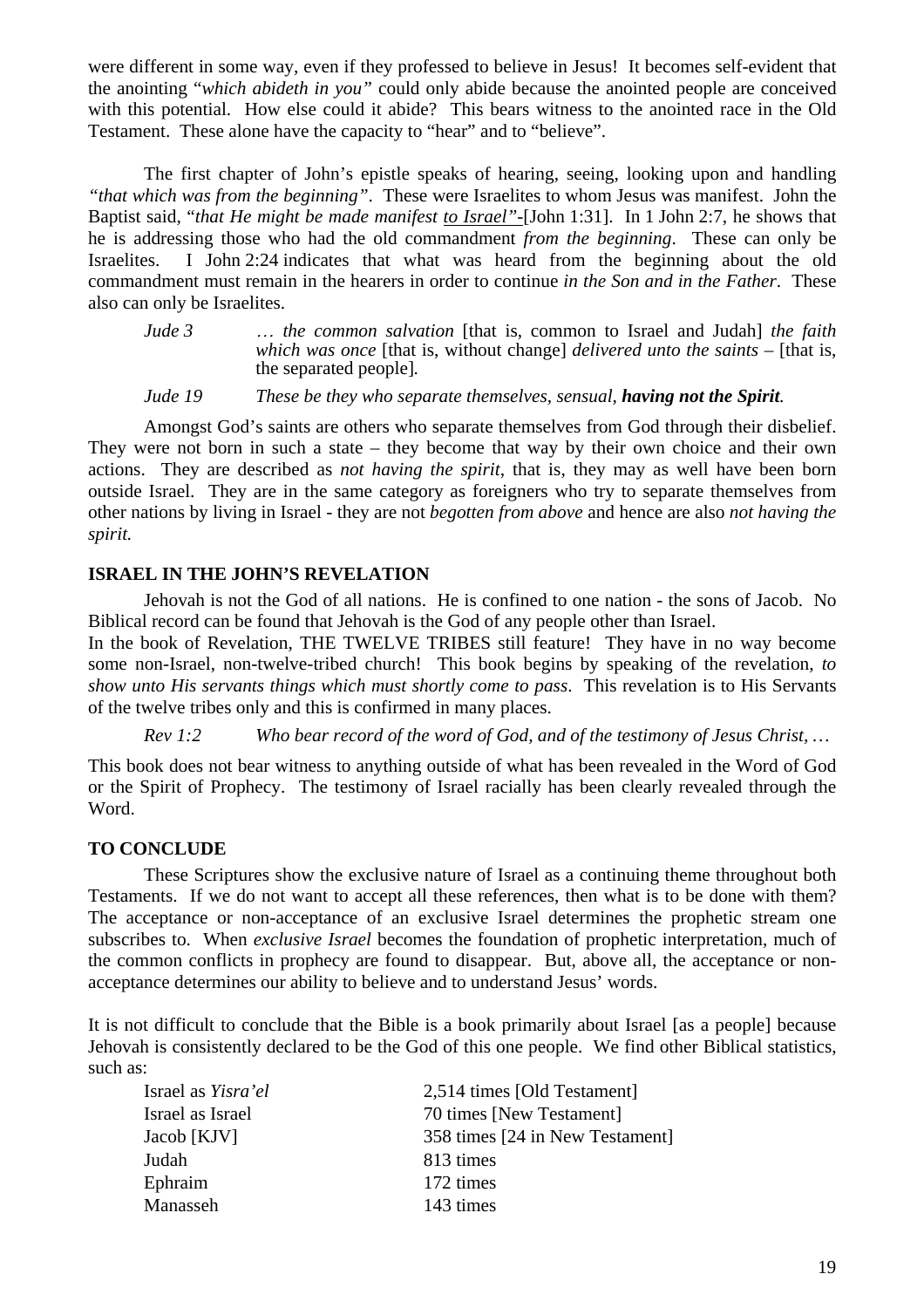were different in some way, even if they professed to believe in Jesus! It becomes self-evident that the anointing "*which abideth in you"* could only abide because the anointed people are conceived with this potential. How else could it abide? This bears witness to the anointed race in the Old Testament. These alone have the capacity to "hear" and to "believe".

The first chapter of John's epistle speaks of hearing, seeing, looking upon and handling *"that which was from the beginning"*. These were Israelites to whom Jesus was manifest. John the Baptist said, "*that He might be made manifest <u>to Israel</u>"*-[John 1:31]. In 1 John 2:7, he shows that he is addressing those who had the old commandment *from the beginning*. These can only be Israelites. I John 2:24 indicates that what was heard from the beginning about the old commandment must remain in the hearers in order to continue *in the Son and in the Father*. These also can only be Israelites.

*Jude 3* *… the common salvation* [that is, common to Israel and Judah] *the faith which was once* [that is, without change] *delivered unto the saints* – [that is, the separated people].

*Jude 19* *These be they who separate themselves, sensual,* ***having not the Spirit****.*

Amongst God's saints are others who separate themselves from God through their disbelief. They were not born in such a state – they become that way by their own choice and their own actions. They are described as *not having the spirit*, that is, they may as well have been born outside Israel. They are in the same category as foreigners who try to separate themselves from other nations by living in Israel - they are not *begotten from above* and hence are also *not having the spirit.*

**ISRAEL IN THE JOHN'S REVELATION**

Jehovah is not the God of all nations. He is confined to one nation - the sons of Jacob. No Biblical record can be found that Jehovah is the God of any people other than Israel.
In the book of Revelation, THE TWELVE TRIBES still feature! They have in no way become some non-Israel, non-twelve-tribed church! This book begins by speaking of the revelation, *to show unto His servants things which must shortly come to pass*. This revelation is to His Servants of the twelve tribes only and this is confirmed in many places.

*Rev 1:2* *Who bear record of the word of God, and of the testimony of Jesus Christ, …*

This book does not bear witness to anything outside of what has been revealed in the Word of God or the Spirit of Prophecy. The testimony of Israel racially has been clearly revealed through the Word.

**TO CONCLUDE**

These Scriptures show the exclusive nature of Israel as a continuing theme throughout both Testaments. If we do not want to accept all these references, then what is to be done with them? The acceptance or non-acceptance of an exclusive Israel determines the prophetic stream one subscribes to. When *exclusive Israel* becomes the foundation of prophetic interpretation, much of the common conflicts in prophecy are found to disappear. But, above all, the acceptance or non-acceptance determines our ability to believe and to understand Jesus' words.

It is not difficult to conclude that the Bible is a book primarily about Israel [as a people] because Jehovah is consistently declared to be the God of this one people. We find other Biblical statistics, such as:

| | |
|---|---|
| Israel as *Yisra'el* | 2,514 times [Old Testament] |
| Israel as Israel | 70 times [New Testament] |
| Jacob [KJV] | 358 times [24 in New Testament] |
| Judah | 813 times |
| Ephraim | 172 times |
| Manasseh | 143 times |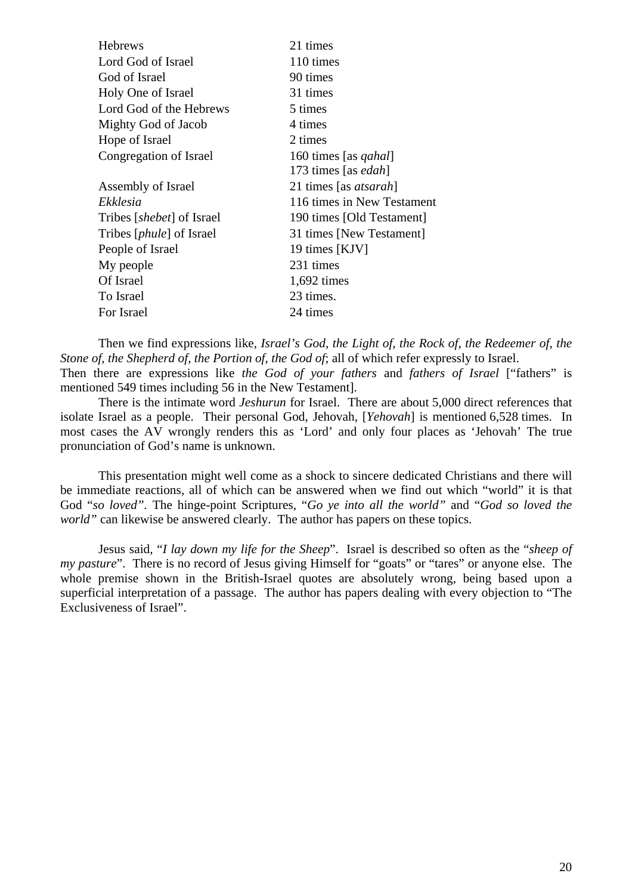| | |
|---|---|
| Hebrews | 21 times |
| Lord God of Israel | 110 times |
| God of Israel | 90 times |
| Holy One of Israel | 31 times |
| Lord God of the Hebrews | 5 times |
| Mighty God of Jacob | 4 times |
| Hope of Israel | 2 times |
| Congregation of Israel | 160 times [as *qahal*]<br>173 times [as *edah*] |
| Assembly of Israel | 21 times [as *atsarah*] |
| *Ekklesia* | 116 times in New Testament |
| Tribes [*shebet*] of Israel | 190 times [Old Testament] |
| Tribes [*phule*] of Israel | 31 times [New Testament] |
| People of Israel | 19 times [KJV] |
| My people | 231 times |
| Of Israel | 1,692 times |
| To Israel | 23 times. |
| For Israel | 24 times |

Then we find expressions like, *Israel's God, the Light of, the Rock of, the Redeemer of, the Stone of, the Shepherd of, the Portion of, the God of*; all of which refer expressly to Israel. Then there are expressions like *the God of your fathers* and *fathers of Israel* ["fathers" is mentioned 549 times including 56 in the New Testament].

There is the intimate word *Jeshurun* for Israel. There are about 5,000 direct references that isolate Israel as a people. Their personal God, Jehovah, [*Yehovah*] is mentioned 6,528 times. In most cases the AV wrongly renders this as 'Lord' and only four places as 'Jehovah' The true pronunciation of God's name is unknown.

This presentation might well come as a shock to sincere dedicated Christians and there will be immediate reactions, all of which can be answered when we find out which "world" it is that God "*so loved*". The hinge-point Scriptures, "*Go ye into all the world*" and "*God so loved the world*" can likewise be answered clearly. The author has papers on these topics.

Jesus said, "*I lay down my life for the Sheep*". Israel is described so often as the "*sheep of my pasture*". There is no record of Jesus giving Himself for "goats" or "tares" or anyone else. The whole premise shown in the British-Israel quotes are absolutely wrong, being based upon a superficial interpretation of a passage. The author has papers dealing with every objection to "The Exclusiveness of Israel".